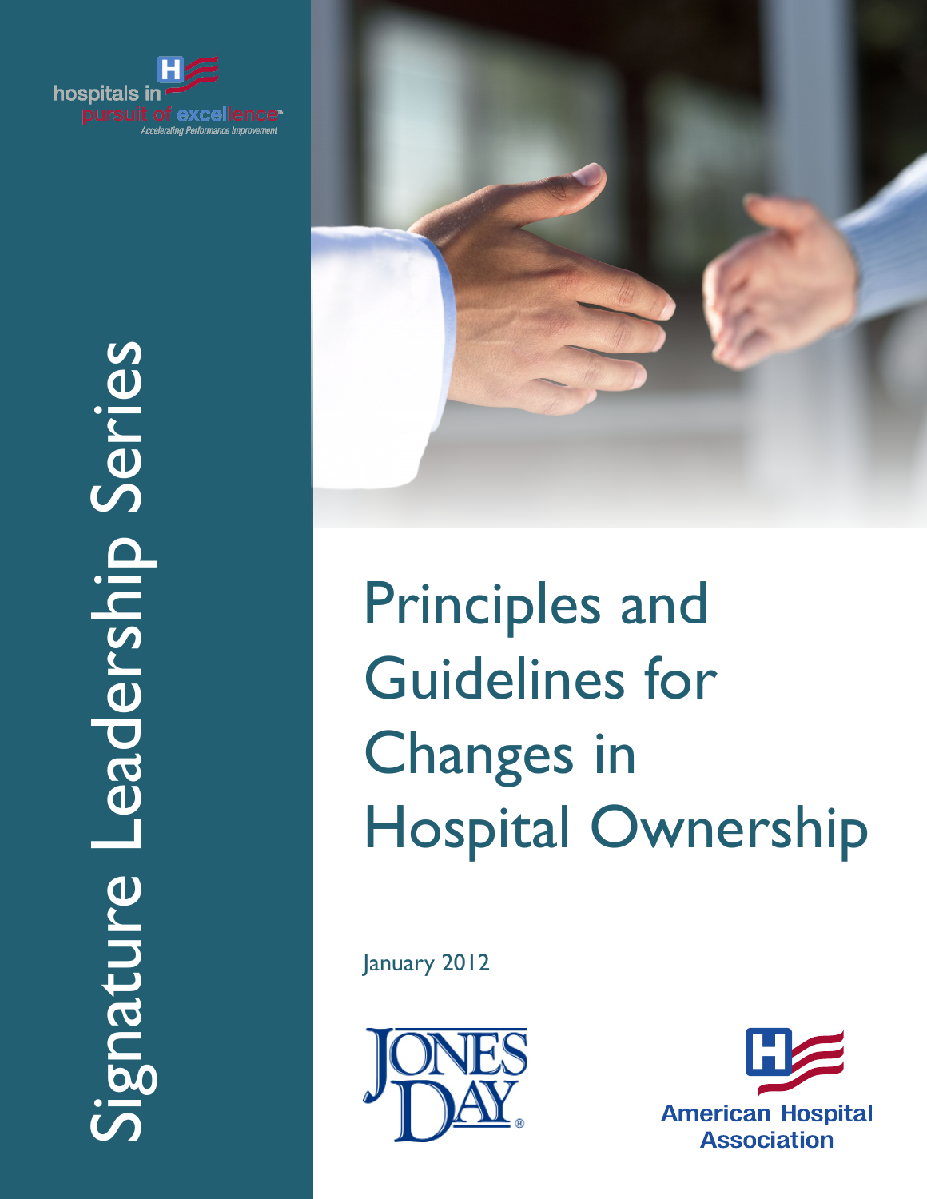hospitals in pursuit of excellence™
*Accelerating Performance Improvement*

Signature Leadership Series

# Principles and Guidelines for Changes in Hospital Ownership

January 2012

JONES DAY®

American Hospital Association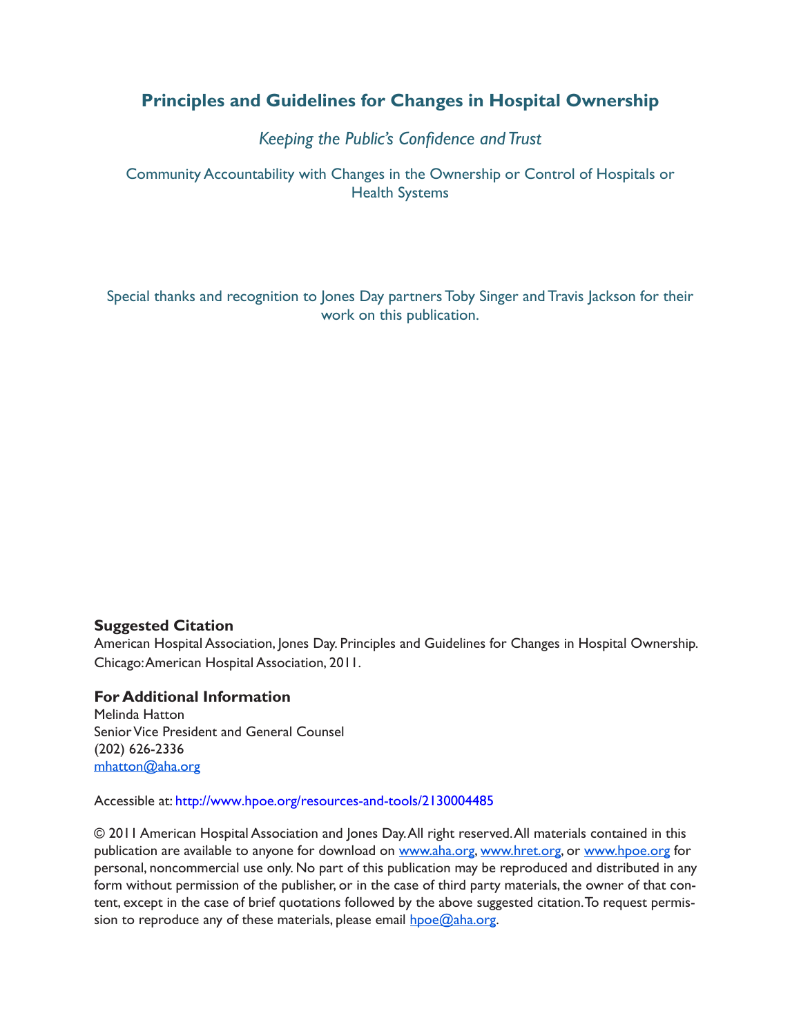# Principles and Guidelines for Changes in Hospital Ownership

*Keeping the Public's Confidence and Trust*

Community Accountability with Changes in the Ownership or Control of Hospitals or Health Systems

Special thanks and recognition to Jones Day partners Toby Singer and Travis Jackson for their work on this publication.

**Suggested Citation**

American Hospital Association, Jones Day. Principles and Guidelines for Changes in Hospital Ownership. Chicago: American Hospital Association, 2011.

**For Additional Information**

Melinda Hatton
Senior Vice President and General Counsel
(202) 626-2336
mhatton@aha.org

Accessible at: http://www.hpoe.org/resources-and-tools/2130004485

© 2011 American Hospital Association and Jones Day. All right reserved. All materials contained in this publication are available to anyone for download on www.aha.org, www.hret.org, or www.hpoe.org for personal, noncommercial use only. No part of this publication may be reproduced and distributed in any form without permission of the publisher, or in the case of third party materials, the owner of that content, except in the case of brief quotations followed by the above suggested citation. To request permission to reproduce any of these materials, please email hpoe@aha.org.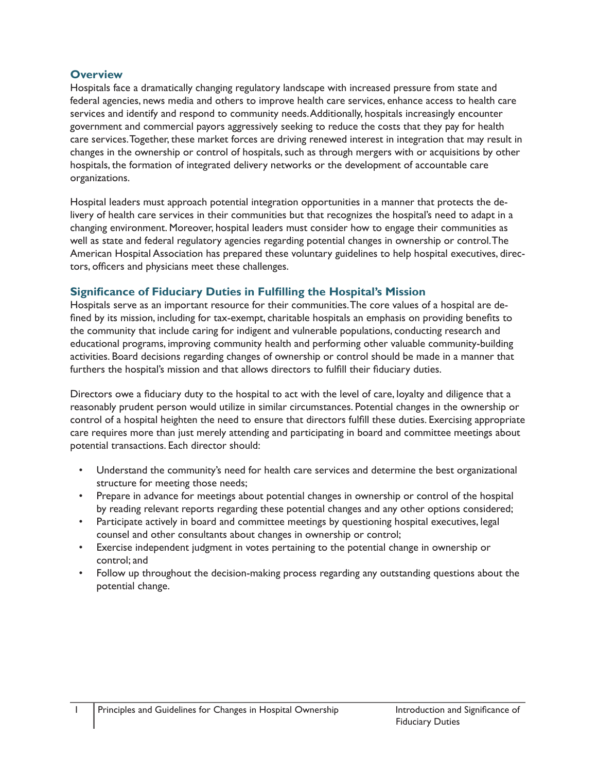## Overview

Hospitals face a dramatically changing regulatory landscape with increased pressure from state and federal agencies, news media and others to improve health care services, enhance access to health care services and identify and respond to community needs. Additionally, hospitals increasingly encounter government and commercial payors aggressively seeking to reduce the costs that they pay for health care services. Together, these market forces are driving renewed interest in integration that may result in changes in the ownership or control of hospitals, such as through mergers with or acquisitions by other hospitals, the formation of integrated delivery networks or the development of accountable care organizations.

Hospital leaders must approach potential integration opportunities in a manner that protects the delivery of health care services in their communities but that recognizes the hospital's need to adapt in a changing environment. Moreover, hospital leaders must consider how to engage their communities as well as state and federal regulatory agencies regarding potential changes in ownership or control. The American Hospital Association has prepared these voluntary guidelines to help hospital executives, directors, officers and physicians meet these challenges.

## Significance of Fiduciary Duties in Fulfilling the Hospital's Mission

Hospitals serve as an important resource for their communities. The core values of a hospital are defined by its mission, including for tax-exempt, charitable hospitals an emphasis on providing benefits to the community that include caring for indigent and vulnerable populations, conducting research and educational programs, improving community health and performing other valuable community-building activities. Board decisions regarding changes of ownership or control should be made in a manner that furthers the hospital's mission and that allows directors to fulfill their fiduciary duties.

Directors owe a fiduciary duty to the hospital to act with the level of care, loyalty and diligence that a reasonably prudent person would utilize in similar circumstances. Potential changes in the ownership or control of a hospital heighten the need to ensure that directors fulfill these duties. Exercising appropriate care requires more than just merely attending and participating in board and committee meetings about potential transactions. Each director should:

- Understand the community's need for health care services and determine the best organizational structure for meeting those needs;
- Prepare in advance for meetings about potential changes in ownership or control of the hospital by reading relevant reports regarding these potential changes and any other options considered;
- Participate actively in board and committee meetings by questioning hospital executives, legal counsel and other consultants about changes in ownership or control;
- Exercise independent judgment in votes pertaining to the potential change in ownership or control; and
- Follow up throughout the decision-making process regarding any outstanding questions about the potential change.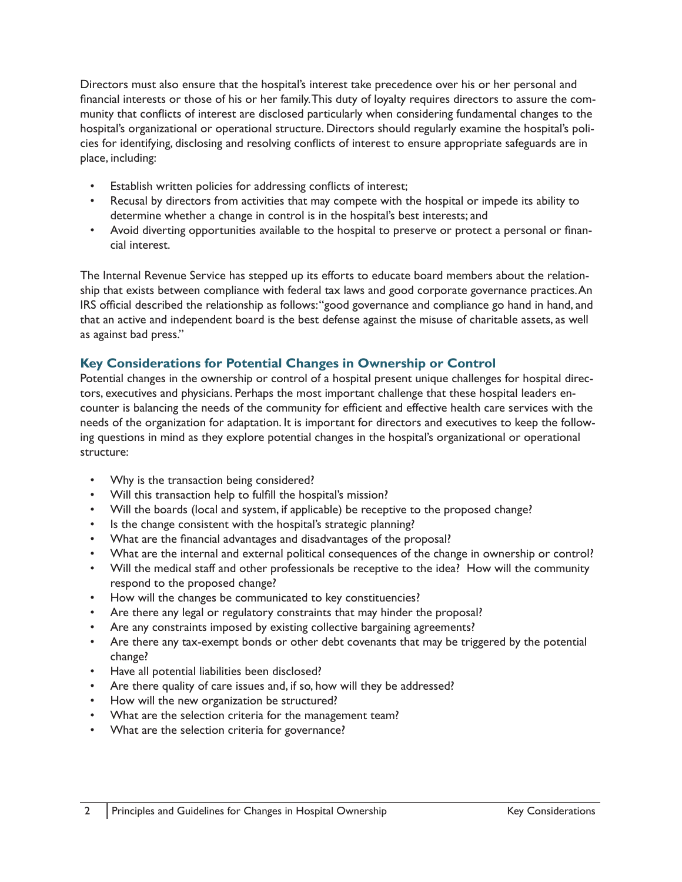Directors must also ensure that the hospital's interest take precedence over his or her personal and financial interests or those of his or her family. This duty of loyalty requires directors to assure the community that conflicts of interest are disclosed particularly when considering fundamental changes to the hospital's organizational or operational structure. Directors should regularly examine the hospital's policies for identifying, disclosing and resolving conflicts of interest to ensure appropriate safeguards are in place, including:

- Establish written policies for addressing conflicts of interest;
- Recusal by directors from activities that may compete with the hospital or impede its ability to determine whether a change in control is in the hospital's best interests; and
- Avoid diverting opportunities available to the hospital to preserve or protect a personal or financial interest.

The Internal Revenue Service has stepped up its efforts to educate board members about the relationship that exists between compliance with federal tax laws and good corporate governance practices. An IRS official described the relationship as follows: "good governance and compliance go hand in hand, and that an active and independent board is the best defense against the misuse of charitable assets, as well as against bad press."

## Key Considerations for Potential Changes in Ownership or Control

Potential changes in the ownership or control of a hospital present unique challenges for hospital directors, executives and physicians. Perhaps the most important challenge that these hospital leaders encounter is balancing the needs of the community for efficient and effective health care services with the needs of the organization for adaptation. It is important for directors and executives to keep the following questions in mind as they explore potential changes in the hospital's organizational or operational structure:

- Why is the transaction being considered?
- Will this transaction help to fulfill the hospital's mission?
- Will the boards (local and system, if applicable) be receptive to the proposed change?
- Is the change consistent with the hospital's strategic planning?
- What are the financial advantages and disadvantages of the proposal?
- What are the internal and external political consequences of the change in ownership or control?
- Will the medical staff and other professionals be receptive to the idea? How will the community respond to the proposed change?
- How will the changes be communicated to key constituencies?
- Are there any legal or regulatory constraints that may hinder the proposal?
- Are any constraints imposed by existing collective bargaining agreements?
- Are there any tax-exempt bonds or other debt covenants that may be triggered by the potential change?
- Have all potential liabilities been disclosed?
- Are there quality of care issues and, if so, how will they be addressed?
- How will the new organization be structured?
- What are the selection criteria for the management team?
- What are the selection criteria for governance?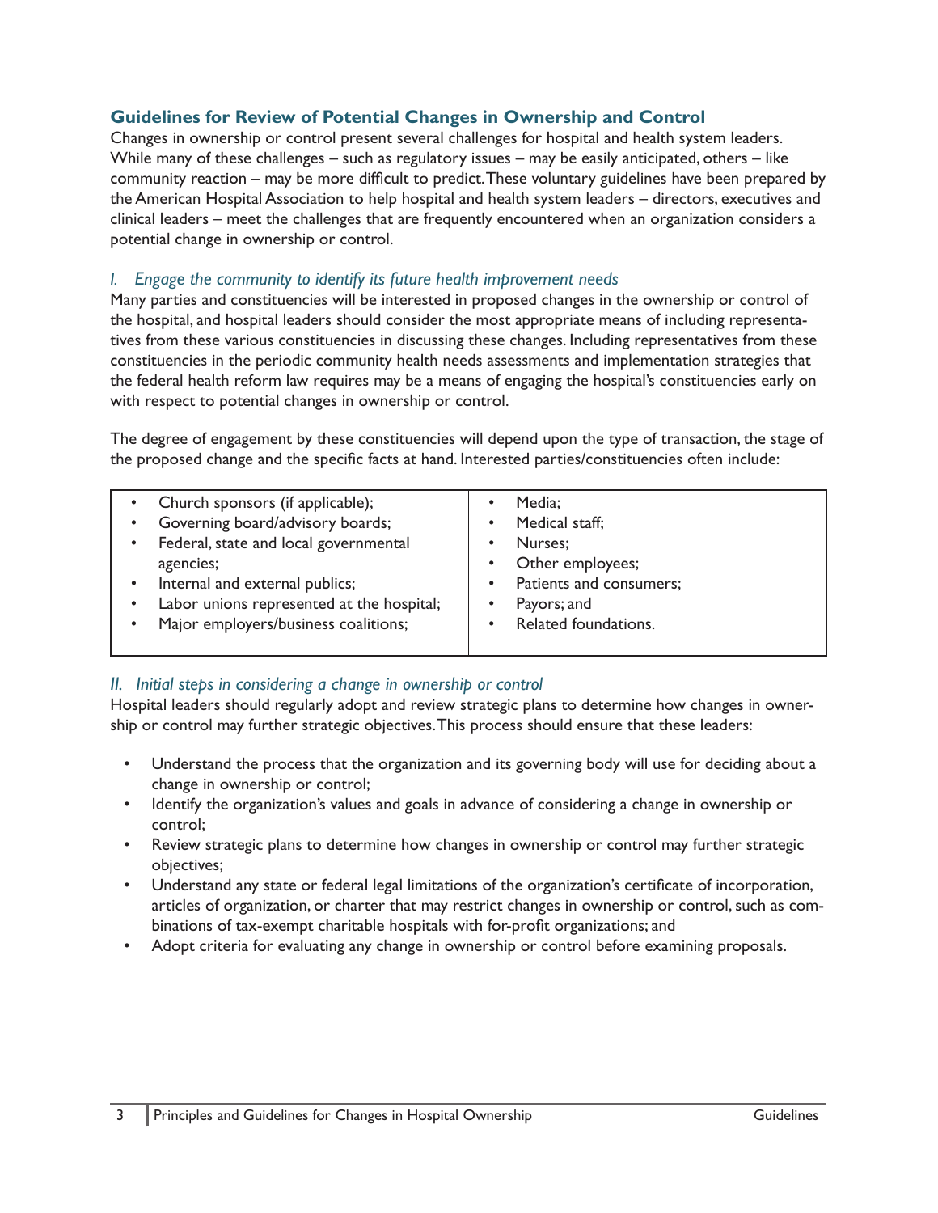## Guidelines for Review of Potential Changes in Ownership and Control

Changes in ownership or control present several challenges for hospital and health system leaders. While many of these challenges – such as regulatory issues – may be easily anticipated, others – like community reaction – may be more difficult to predict. These voluntary guidelines have been prepared by the American Hospital Association to help hospital and health system leaders – directors, executives and clinical leaders – meet the challenges that are frequently encountered when an organization considers a potential change in ownership or control.

### *I. Engage the community to identify its future health improvement needs*

Many parties and constituencies will be interested in proposed changes in the ownership or control of the hospital, and hospital leaders should consider the most appropriate means of including representatives from these various constituencies in discussing these changes. Including representatives from these constituencies in the periodic community health needs assessments and implementation strategies that the federal health reform law requires may be a means of engaging the hospital's constituencies early on with respect to potential changes in ownership or control.

The degree of engagement by these constituencies will depend upon the type of transaction, the stage of the proposed change and the specific facts at hand. Interested parties/constituencies often include:

- Church sponsors (if applicable);
- Governing board/advisory boards;
- Federal, state and local governmental agencies;
- Internal and external publics;
- Labor unions represented at the hospital;
- Major employers/business coalitions;
- Media;
- Medical staff;
- Nurses;
- Other employees;
- Patients and consumers;
- Payors; and
- Related foundations.

### *II. Initial steps in considering a change in ownership or control*

Hospital leaders should regularly adopt and review strategic plans to determine how changes in ownership or control may further strategic objectives. This process should ensure that these leaders:

- Understand the process that the organization and its governing body will use for deciding about a change in ownership or control;
- Identify the organization's values and goals in advance of considering a change in ownership or control;
- Review strategic plans to determine how changes in ownership or control may further strategic objectives;
- Understand any state or federal legal limitations of the organization's certificate of incorporation, articles of organization, or charter that may restrict changes in ownership or control, such as combinations of tax-exempt charitable hospitals with for-profit organizations; and
- Adopt criteria for evaluating any change in ownership or control before examining proposals.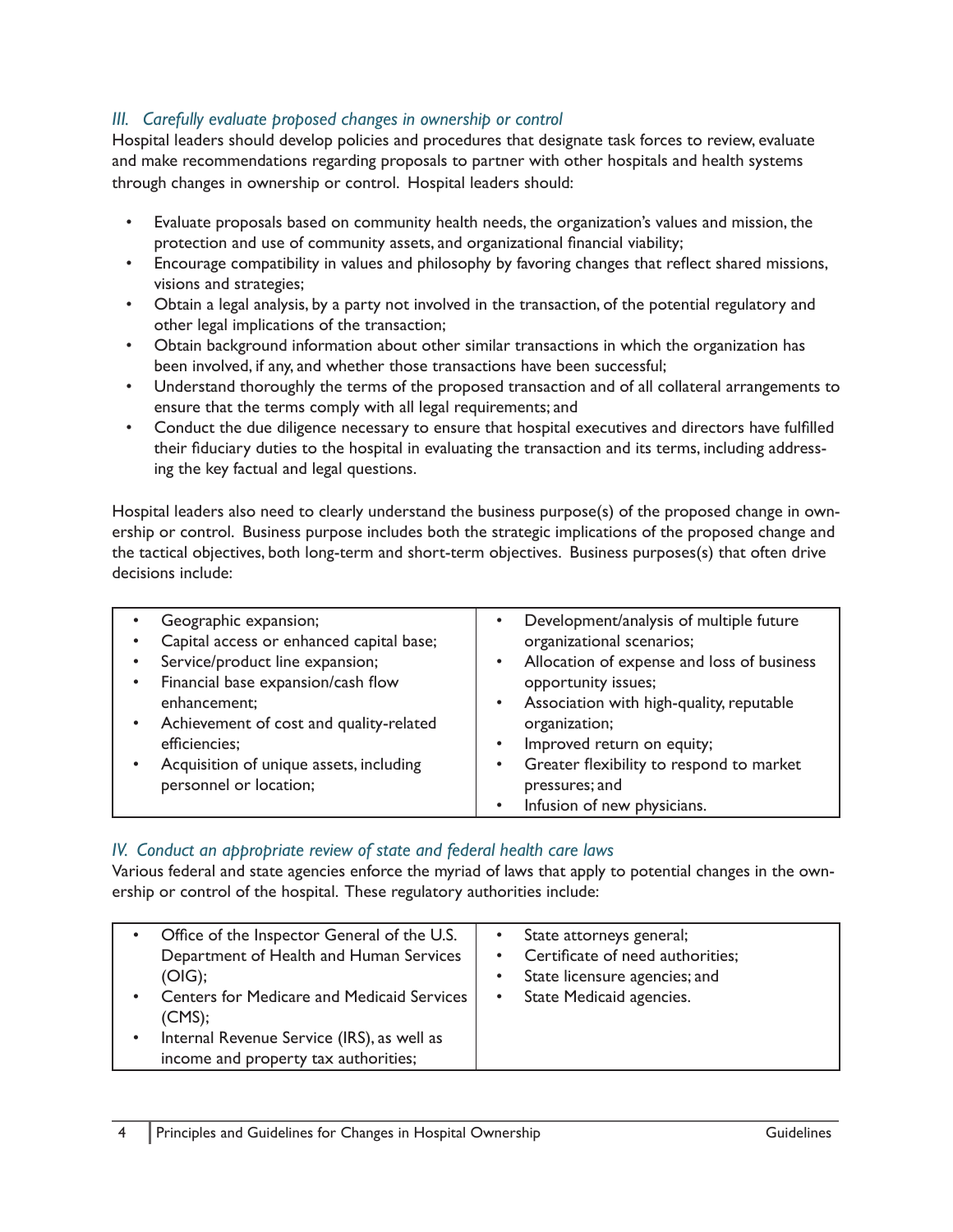### *III. Carefully evaluate proposed changes in ownership or control*

Hospital leaders should develop policies and procedures that designate task forces to review, evaluate and make recommendations regarding proposals to partner with other hospitals and health systems through changes in ownership or control. Hospital leaders should:

- Evaluate proposals based on community health needs, the organization's values and mission, the protection and use of community assets, and organizational financial viability;
- Encourage compatibility in values and philosophy by favoring changes that reflect shared missions, visions and strategies;
- Obtain a legal analysis, by a party not involved in the transaction, of the potential regulatory and other legal implications of the transaction;
- Obtain background information about other similar transactions in which the organization has been involved, if any, and whether those transactions have been successful;
- Understand thoroughly the terms of the proposed transaction and of all collateral arrangements to ensure that the terms comply with all legal requirements; and
- Conduct the due diligence necessary to ensure that hospital executives and directors have fulfilled their fiduciary duties to the hospital in evaluating the transaction and its terms, including addressing the key factual and legal questions.

Hospital leaders also need to clearly understand the business purpose(s) of the proposed change in ownership or control. Business purpose includes both the strategic implications of the proposed change and the tactical objectives, both long-term and short-term objectives. Business purposes(s) that often drive decisions include:

- Geographic expansion;
- Capital access or enhanced capital base;
- Service/product line expansion;
- Financial base expansion/cash flow enhancement;
- Achievement of cost and quality-related efficiencies;
- Acquisition of unique assets, including personnel or location;
- Development/analysis of multiple future organizational scenarios;
- Allocation of expense and loss of business opportunity issues;
- Association with high-quality, reputable organization;
- Improved return on equity;
- Greater flexibility to respond to market pressures; and
- Infusion of new physicians.

### *IV. Conduct an appropriate review of state and federal health care laws*

Various federal and state agencies enforce the myriad of laws that apply to potential changes in the ownership or control of the hospital. These regulatory authorities include:

- Office of the Inspector General of the U.S. Department of Health and Human Services (OIG);
- Centers for Medicare and Medicaid Services (CMS);
- Internal Revenue Service (IRS), as well as income and property tax authorities;
- State attorneys general;
- Certificate of need authorities;
- State licensure agencies; and
- State Medicaid agencies.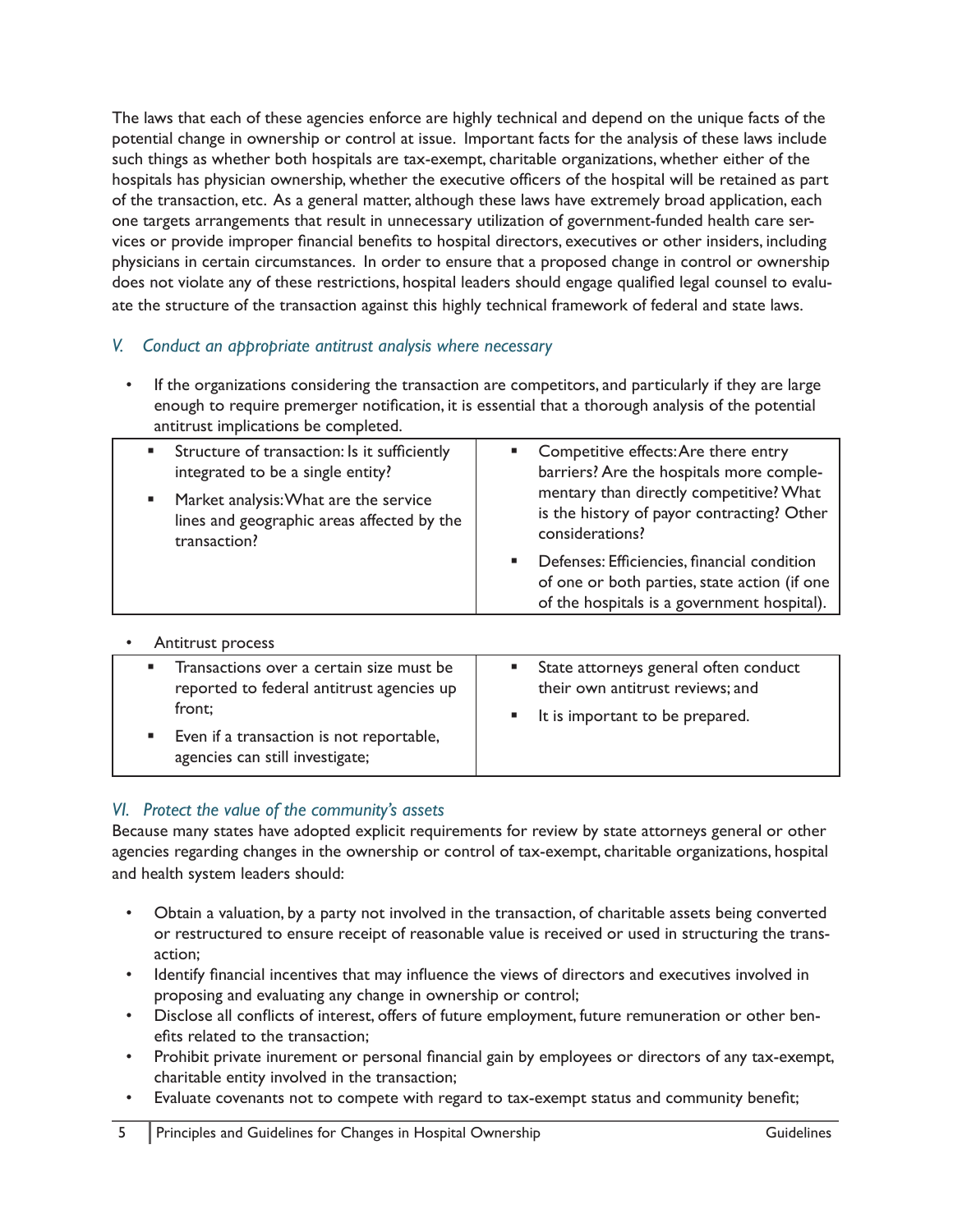The laws that each of these agencies enforce are highly technical and depend on the unique facts of the potential change in ownership or control at issue. Important facts for the analysis of these laws include such things as whether both hospitals are tax-exempt, charitable organizations, whether either of the hospitals has physician ownership, whether the executive officers of the hospital will be retained as part of the transaction, etc. As a general matter, although these laws have extremely broad application, each one targets arrangements that result in unnecessary utilization of government-funded health care services or provide improper financial benefits to hospital directors, executives or other insiders, including physicians in certain circumstances. In order to ensure that a proposed change in control or ownership does not violate any of these restrictions, hospital leaders should engage qualified legal counsel to evaluate the structure of the transaction against this highly technical framework of federal and state laws.

### *V. Conduct an appropriate antitrust analysis where necessary*

- If the organizations considering the transaction are competitors, and particularly if they are large enough to require premerger notification, it is essential that a thorough analysis of the potential antitrust implications be completed.
  - Structure of transaction: Is it sufficiently integrated to be a single entity?
  - Market analysis: What are the service lines and geographic areas affected by the transaction?
  - Competitive effects: Are there entry barriers? Are the hospitals more complementary than directly competitive? What is the history of payor contracting? Other considerations?
  - Defenses: Efficiencies, financial condition of one or both parties, state action (if one of the hospitals is a government hospital).
- Antitrust process
  - Transactions over a certain size must be reported to federal antitrust agencies up front;
  - Even if a transaction is not reportable, agencies can still investigate;
  - State attorneys general often conduct their own antitrust reviews; and
  - It is important to be prepared.

### *VI. Protect the value of the community's assets*

Because many states have adopted explicit requirements for review by state attorneys general or other agencies regarding changes in the ownership or control of tax-exempt, charitable organizations, hospital and health system leaders should:

- Obtain a valuation, by a party not involved in the transaction, of charitable assets being converted or restructured to ensure receipt of reasonable value is received or used in structuring the transaction;
- Identify financial incentives that may influence the views of directors and executives involved in proposing and evaluating any change in ownership or control;
- Disclose all conflicts of interest, offers of future employment, future remuneration or other benefits related to the transaction;
- Prohibit private inurement or personal financial gain by employees or directors of any tax-exempt, charitable entity involved in the transaction;
- Evaluate covenants not to compete with regard to tax-exempt status and community benefit;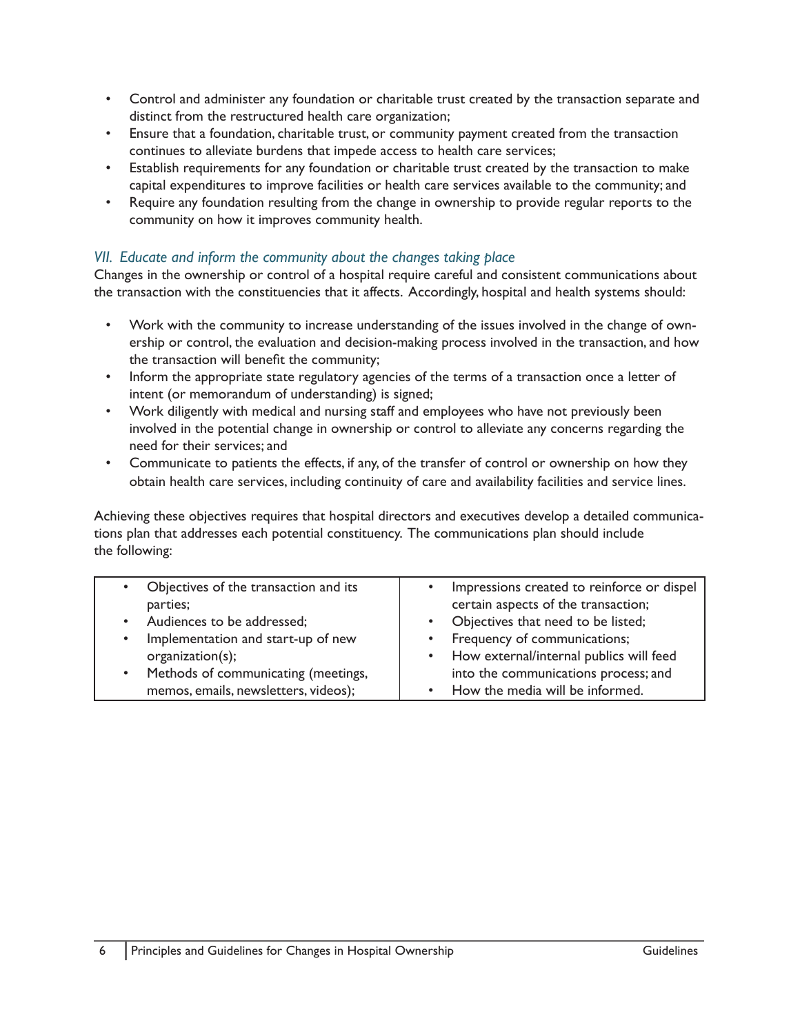- Control and administer any foundation or charitable trust created by the transaction separate and distinct from the restructured health care organization;
- Ensure that a foundation, charitable trust, or community payment created from the transaction continues to alleviate burdens that impede access to health care services;
- Establish requirements for any foundation or charitable trust created by the transaction to make capital expenditures to improve facilities or health care services available to the community; and
- Require any foundation resulting from the change in ownership to provide regular reports to the community on how it improves community health.

### *VII. Educate and inform the community about the changes taking place*

Changes in the ownership or control of a hospital require careful and consistent communications about the transaction with the constituencies that it affects. Accordingly, hospital and health systems should:

- Work with the community to increase understanding of the issues involved in the change of ownership or control, the evaluation and decision-making process involved in the transaction, and how the transaction will benefit the community;
- Inform the appropriate state regulatory agencies of the terms of a transaction once a letter of intent (or memorandum of understanding) is signed;
- Work diligently with medical and nursing staff and employees who have not previously been involved in the potential change in ownership or control to alleviate any concerns regarding the need for their services; and
- Communicate to patients the effects, if any, of the transfer of control or ownership on how they obtain health care services, including continuity of care and availability facilities and service lines.

Achieving these objectives requires that hospital directors and executives develop a detailed communications plan that addresses each potential constituency. The communications plan should include the following:

- Objectives of the transaction and its parties;
- Audiences to be addressed;
- Implementation and start-up of new organization(s);
- Methods of communicating (meetings, memos, emails, newsletters, videos);
- Impressions created to reinforce or dispel certain aspects of the transaction;
- Objectives that need to be listed;
- Frequency of communications;
- How external/internal publics will feed into the communications process; and
- How the media will be informed.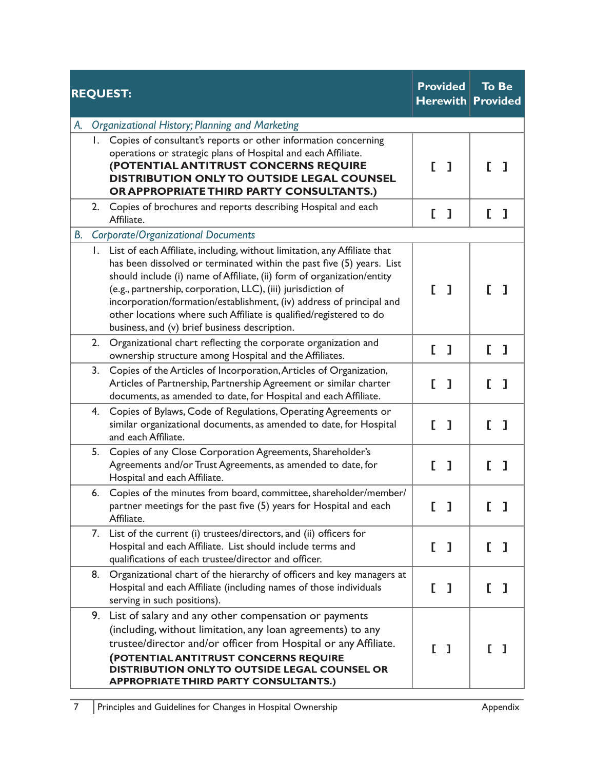| REQUEST: | Provided Herewith | To Be Provided |
|---|---|---|
| *A. Organizational History; Planning and Marketing* | | |
| 1. Copies of consultant's reports or other information concerning operations or strategic plans of Hospital and each Affiliate. **(POTENTIAL ANTITRUST CONCERNS REQUIRE DISTRIBUTION ONLY TO OUTSIDE LEGAL COUNSEL OR APPROPRIATE THIRD PARTY CONSULTANTS.)** | [ ] | [ ] |
| 2. Copies of brochures and reports describing Hospital and each Affiliate. | [ ] | [ ] |
| *B. Corporate/Organizational Documents* | | |
| 1. List of each Affiliate, including, without limitation, any Affiliate that has been dissolved or terminated within the past five (5) years. List should include (i) name of Affiliate, (ii) form of organization/entity (e.g., partnership, corporation, LLC), (iii) jurisdiction of incorporation/formation/establishment, (iv) address of principal and other locations where such Affiliate is qualified/registered to do business, and (v) brief business description. | [ ] | [ ] |
| 2. Organizational chart reflecting the corporate organization and ownership structure among Hospital and the Affiliates. | [ ] | [ ] |
| 3. Copies of the Articles of Incorporation, Articles of Organization, Articles of Partnership, Partnership Agreement or similar charter documents, as amended to date, for Hospital and each Affiliate. | [ ] | [ ] |
| 4. Copies of Bylaws, Code of Regulations, Operating Agreements or similar organizational documents, as amended to date, for Hospital and each Affiliate. | [ ] | [ ] |
| 5. Copies of any Close Corporation Agreements, Shareholder's Agreements and/or Trust Agreements, as amended to date, for Hospital and each Affiliate. | [ ] | [ ] |
| 6. Copies of the minutes from board, committee, shareholder/member/partner meetings for the past five (5) years for Hospital and each Affiliate. | [ ] | [ ] |
| 7. List of the current (i) trustees/directors, and (ii) officers for Hospital and each Affiliate. List should include terms and qualifications of each trustee/director and officer. | [ ] | [ ] |
| 8. Organizational chart of the hierarchy of officers and key managers at Hospital and each Affiliate (including names of those individuals serving in such positions). | [ ] | [ ] |
| 9. List of salary and any other compensation or payments (including, without limitation, any loan agreements) to any trustee/director and/or officer from Hospital or any Affiliate. **(POTENTIAL ANTITRUST CONCERNS REQUIRE DISTRIBUTION ONLY TO OUTSIDE LEGAL COUNSEL OR APPROPRIATE THIRD PARTY CONSULTANTS.)** | [ ] | [ ] |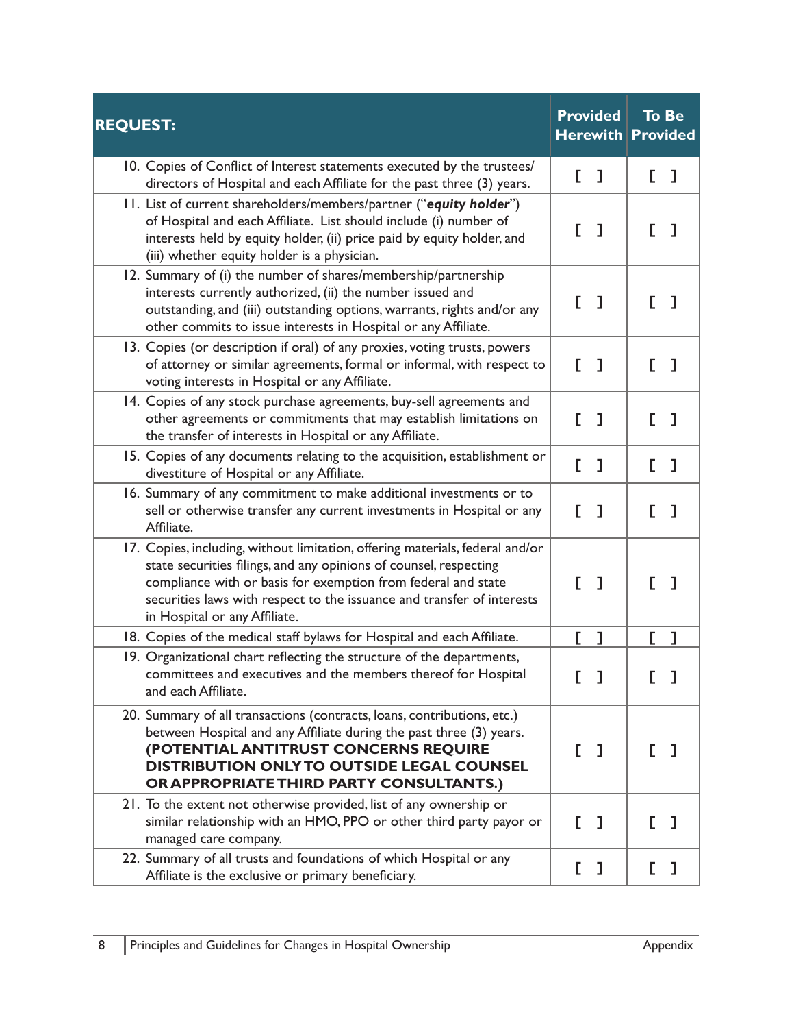| REQUEST: | Provided Herewith | To Be Provided |
|---|---|---|
| 10. Copies of Conflict of Interest statements executed by the trustees/ directors of Hospital and each Affiliate for the past three (3) years. | [ ] | [ ] |
| 11. List of current shareholders/members/partner ("***equity holder***") of Hospital and each Affiliate. List should include (i) number of interests held by equity holder, (ii) price paid by equity holder, and (iii) whether equity holder is a physician. | [ ] | [ ] |
| 12. Summary of (i) the number of shares/membership/partnership interests currently authorized, (ii) the number issued and outstanding, and (iii) outstanding options, warrants, rights and/or any other commits to issue interests in Hospital or any Affiliate. | [ ] | [ ] |
| 13. Copies (or description if oral) of any proxies, voting trusts, powers of attorney or similar agreements, formal or informal, with respect to voting interests in Hospital or any Affiliate. | [ ] | [ ] |
| 14. Copies of any stock purchase agreements, buy-sell agreements and other agreements or commitments that may establish limitations on the transfer of interests in Hospital or any Affiliate. | [ ] | [ ] |
| 15. Copies of any documents relating to the acquisition, establishment or divestiture of Hospital or any Affiliate. | [ ] | [ ] |
| 16. Summary of any commitment to make additional investments or to sell or otherwise transfer any current investments in Hospital or any Affiliate. | [ ] | [ ] |
| 17. Copies, including, without limitation, offering materials, federal and/or state securities filings, and any opinions of counsel, respecting compliance with or basis for exemption from federal and state securities laws with respect to the issuance and transfer of interests in Hospital or any Affiliate. | [ ] | [ ] |
| 18. Copies of the medical staff bylaws for Hospital and each Affiliate. | [ ] | [ ] |
| 19. Organizational chart reflecting the structure of the departments, committees and executives and the members thereof for Hospital and each Affiliate. | [ ] | [ ] |
| 20. Summary of all transactions (contracts, loans, contributions, etc.) between Hospital and any Affiliate during the past three (3) years. **(POTENTIAL ANTITRUST CONCERNS REQUIRE DISTRIBUTION ONLY TO OUTSIDE LEGAL COUNSEL OR APPROPRIATE THIRD PARTY CONSULTANTS.)** | [ ] | [ ] |
| 21. To the extent not otherwise provided, list of any ownership or similar relationship with an HMO, PPO or other third party payor or managed care company. | [ ] | [ ] |
| 22. Summary of all trusts and foundations of which Hospital or any Affiliate is the exclusive or primary beneficiary. | [ ] | [ ] |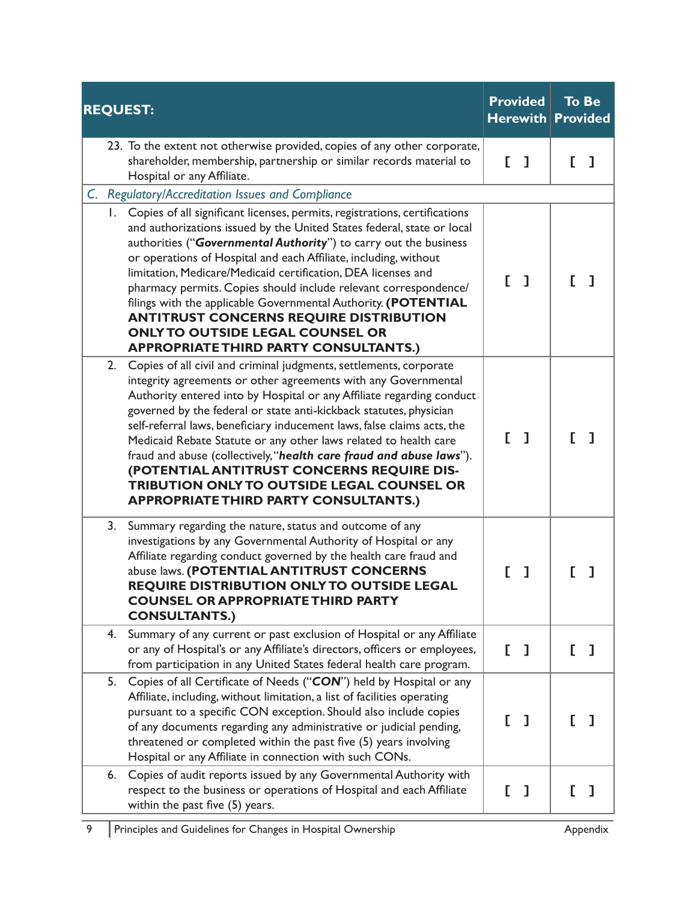| REQUEST: | Provided Herewith | To Be Provided |
|---|---|---|
| 23. To the extent not otherwise provided, copies of any other corporate, shareholder, membership, partnership or similar records material to Hospital or any Affiliate. | [ ] | [ ] |
| *C. Regulatory/Accreditation Issues and Compliance* | | |
| 1. Copies of all significant licenses, permits, registrations, certifications and authorizations issued by the United States federal, state or local authorities ("***Governmental Authority***") to carry out the business or operations of Hospital and each Affiliate, including, without limitation, Medicare/Medicaid certification, DEA licenses and pharmacy permits. Copies should include relevant correspondence/ filings with the applicable Governmental Authority. **(POTENTIAL ANTITRUST CONCERNS REQUIRE DISTRIBUTION ONLY TO OUTSIDE LEGAL COUNSEL OR APPROPRIATE THIRD PARTY CONSULTANTS.)** | [ ] | [ ] |
| 2. Copies of all civil and criminal judgments, settlements, corporate integrity agreements or other agreements with any Governmental Authority entered into by Hospital or any Affiliate regarding conduct governed by the federal or state anti-kickback statutes, physician self-referral laws, beneficiary inducement laws, false claims acts, the Medicaid Rebate Statute or any other laws related to health care fraud and abuse (collectively, "***health care fraud and abuse laws***"). **(POTENTIAL ANTITRUST CONCERNS REQUIRE DISTRIBUTION ONLY TO OUTSIDE LEGAL COUNSEL OR APPROPRIATE THIRD PARTY CONSULTANTS.)** | [ ] | [ ] |
| 3. Summary regarding the nature, status and outcome of any investigations by any Governmental Authority of Hospital or any Affiliate regarding conduct governed by the health care fraud and abuse laws. **(POTENTIAL ANTITRUST CONCERNS REQUIRE DISTRIBUTION ONLY TO OUTSIDE LEGAL COUNSEL OR APPROPRIATE THIRD PARTY CONSULTANTS.)** | [ ] | [ ] |
| 4. Summary of any current or past exclusion of Hospital or any Affiliate or any of Hospital's or any Affiliate's directors, officers or employees, from participation in any United States federal health care program. | [ ] | [ ] |
| 5. Copies of all Certificate of Needs ("***CON***") held by Hospital or any Affiliate, including, without limitation, a list of facilities operating pursuant to a specific CON exception. Should also include copies of any documents regarding any administrative or judicial pending, threatened or completed within the past five (5) years involving Hospital or any Affiliate in connection with such CONs. | [ ] | [ ] |
| 6. Copies of audit reports issued by any Governmental Authority with respect to the business or operations of Hospital and each Affiliate within the past five (5) years. | [ ] | [ ] |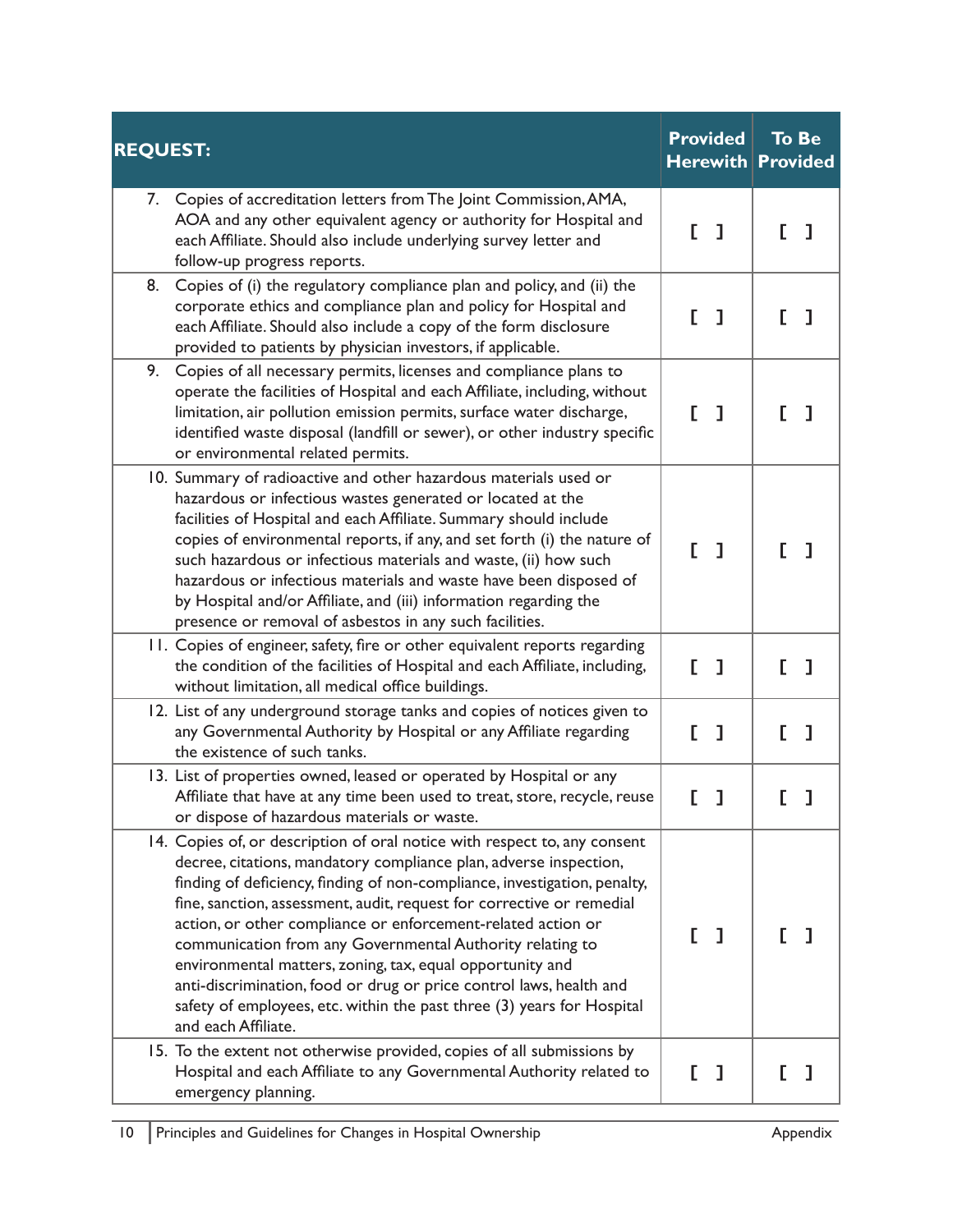| REQUEST: | Provided Herewith | To Be Provided |
|---|---|---|
| 7. Copies of accreditation letters from The Joint Commission, AMA, AOA and any other equivalent agency or authority for Hospital and each Affiliate. Should also include underlying survey letter and follow-up progress reports. | [ ] | [ ] |
| 8. Copies of (i) the regulatory compliance plan and policy, and (ii) the corporate ethics and compliance plan and policy for Hospital and each Affiliate. Should also include a copy of the form disclosure provided to patients by physician investors, if applicable. | [ ] | [ ] |
| 9. Copies of all necessary permits, licenses and compliance plans to operate the facilities of Hospital and each Affiliate, including, without limitation, air pollution emission permits, surface water discharge, identified waste disposal (landfill or sewer), or other industry specific or environmental related permits. | [ ] | [ ] |
| 10. Summary of radioactive and other hazardous materials used or hazardous or infectious wastes generated or located at the facilities of Hospital and each Affiliate. Summary should include copies of environmental reports, if any, and set forth (i) the nature of such hazardous or infectious materials and waste, (ii) how such hazardous or infectious materials and waste have been disposed of by Hospital and/or Affiliate, and (iii) information regarding the presence or removal of asbestos in any such facilities. | [ ] | [ ] |
| 11. Copies of engineer, safety, fire or other equivalent reports regarding the condition of the facilities of Hospital and each Affiliate, including, without limitation, all medical office buildings. | [ ] | [ ] |
| 12. List of any underground storage tanks and copies of notices given to any Governmental Authority by Hospital or any Affiliate regarding the existence of such tanks. | [ ] | [ ] |
| 13. List of properties owned, leased or operated by Hospital or any Affiliate that have at any time been used to treat, store, recycle, reuse or dispose of hazardous materials or waste. | [ ] | [ ] |
| 14. Copies of, or description of oral notice with respect to, any consent decree, citations, mandatory compliance plan, adverse inspection, finding of deficiency, finding of non-compliance, investigation, penalty, fine, sanction, assessment, audit, request for corrective or remedial action, or other compliance or enforcement-related action or communication from any Governmental Authority relating to environmental matters, zoning, tax, equal opportunity and anti-discrimination, food or drug or price control laws, health and safety of employees, etc. within the past three (3) years for Hospital and each Affiliate. | [ ] | [ ] |
| 15. To the extent not otherwise provided, copies of all submissions by Hospital and each Affiliate to any Governmental Authority related to emergency planning. | [ ] | [ ] |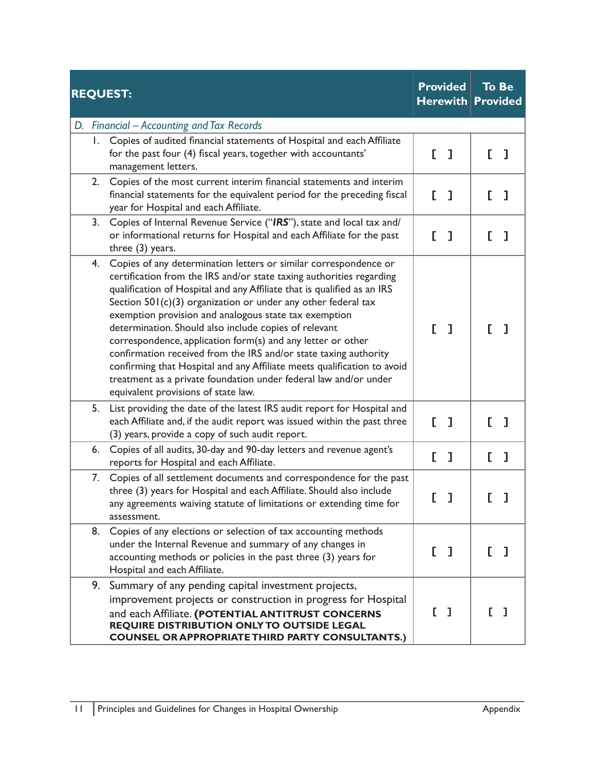| REQUEST: | Provided Herewith | To Be Provided |
|---|---|---|
| *D. Financial – Accounting and Tax Records* | | |
| 1. Copies of audited financial statements of Hospital and each Affiliate for the past four (4) fiscal years, together with accountants' management letters. | [ ] | [ ] |
| 2. Copies of the most current interim financial statements and interim financial statements for the equivalent period for the preceding fiscal year for Hospital and each Affiliate. | [ ] | [ ] |
| 3. Copies of Internal Revenue Service ("***IRS***"), state and local tax and/or informational returns for Hospital and each Affiliate for the past three (3) years. | [ ] | [ ] |
| 4. Copies of any determination letters or similar correspondence or certification from the IRS and/or state taxing authorities regarding qualification of Hospital and any Affiliate that is qualified as an IRS Section 501(c)(3) organization or under any other federal tax exemption provision and analogous state tax exemption determination. Should also include copies of relevant correspondence, application form(s) and any letter or other confirmation received from the IRS and/or state taxing authority confirming that Hospital and any Affiliate meets qualification to avoid treatment as a private foundation under federal law and/or under equivalent provisions of state law. | [ ] | [ ] |
| 5. List providing the date of the latest IRS audit report for Hospital and each Affiliate and, if the audit report was issued within the past three (3) years, provide a copy of such audit report. | [ ] | [ ] |
| 6. Copies of all audits, 30-day and 90-day letters and revenue agent's reports for Hospital and each Affiliate. | [ ] | [ ] |
| 7. Copies of all settlement documents and correspondence for the past three (3) years for Hospital and each Affiliate. Should also include any agreements waiving statute of limitations or extending time for assessment. | [ ] | [ ] |
| 8. Copies of any elections or selection of tax accounting methods under the Internal Revenue and summary of any changes in accounting methods or policies in the past three (3) years for Hospital and each Affiliate. | [ ] | [ ] |
| 9. Summary of any pending capital investment projects, improvement projects or construction in progress for Hospital and each Affiliate. **(POTENTIAL ANTITRUST CONCERNS REQUIRE DISTRIBUTION ONLY TO OUTSIDE LEGAL COUNSEL OR APPROPRIATE THIRD PARTY CONSULTANTS.)** | [ ] | [ ] |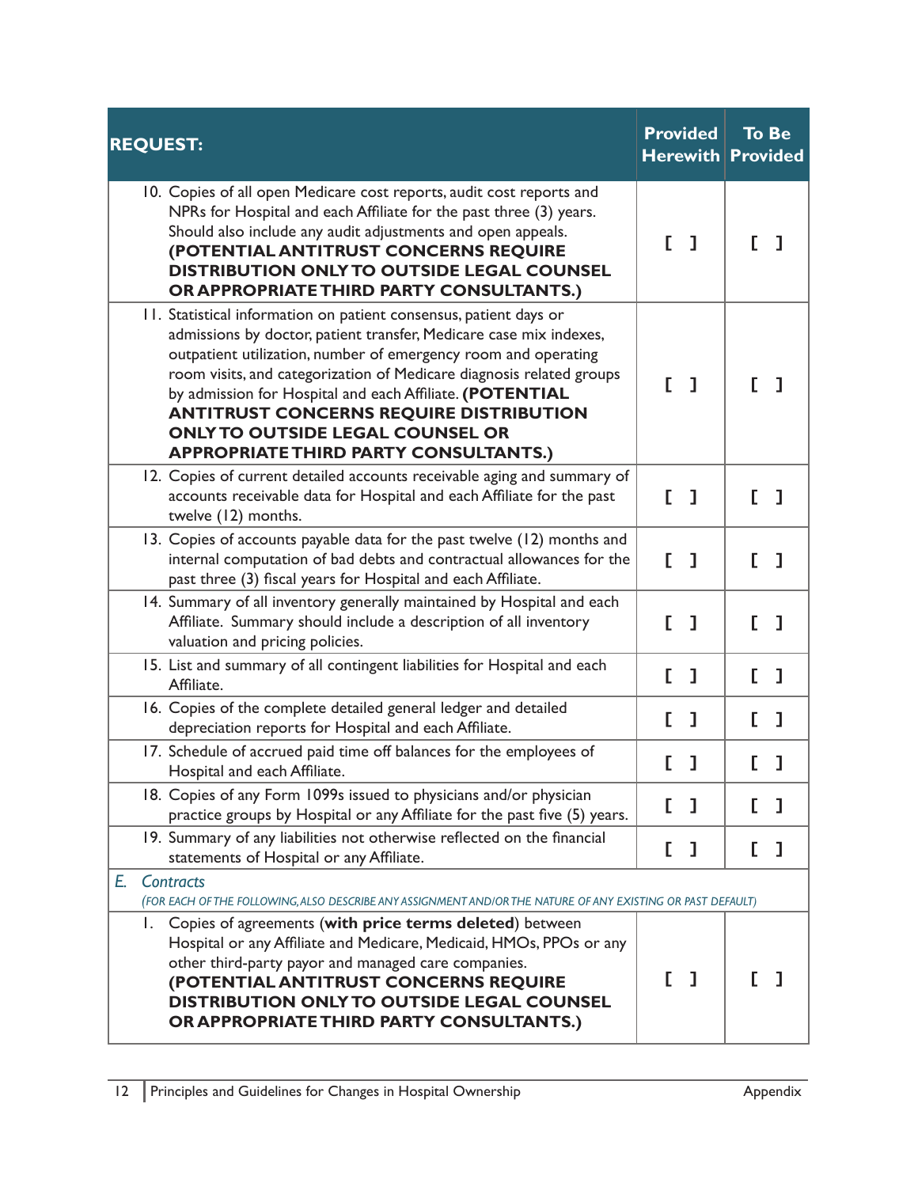| REQUEST: | Provided Herewith | To Be Provided |
|---|---|---|
| 10. Copies of all open Medicare cost reports, audit cost reports and NPRs for Hospital and each Affiliate for the past three (3) years. Should also include any audit adjustments and open appeals. **(POTENTIAL ANTITRUST CONCERNS REQUIRE DISTRIBUTION ONLY TO OUTSIDE LEGAL COUNSEL OR APPROPRIATE THIRD PARTY CONSULTANTS.)** | [ ] | [ ] |
| 11. Statistical information on patient consensus, patient days or admissions by doctor, patient transfer, Medicare case mix indexes, outpatient utilization, number of emergency room and operating room visits, and categorization of Medicare diagnosis related groups by admission for Hospital and each Affiliate. **(POTENTIAL ANTITRUST CONCERNS REQUIRE DISTRIBUTION ONLY TO OUTSIDE LEGAL COUNSEL OR APPROPRIATE THIRD PARTY CONSULTANTS.)** | [ ] | [ ] |
| 12. Copies of current detailed accounts receivable aging and summary of accounts receivable data for Hospital and each Affiliate for the past twelve (12) months. | [ ] | [ ] |
| 13. Copies of accounts payable data for the past twelve (12) months and internal computation of bad debts and contractual allowances for the past three (3) fiscal years for Hospital and each Affiliate. | [ ] | [ ] |
| 14. Summary of all inventory generally maintained by Hospital and each Affiliate. Summary should include a description of all inventory valuation and pricing policies. | [ ] | [ ] |
| 15. List and summary of all contingent liabilities for Hospital and each Affiliate. | [ ] | [ ] |
| 16. Copies of the complete detailed general ledger and detailed depreciation reports for Hospital and each Affiliate. | [ ] | [ ] |
| 17. Schedule of accrued paid time off balances for the employees of Hospital and each Affiliate. | [ ] | [ ] |
| 18. Copies of any Form 1099s issued to physicians and/or physician practice groups by Hospital or any Affiliate for the past five (5) years. | [ ] | [ ] |
| 19. Summary of any liabilities not otherwise reflected on the financial statements of Hospital or any Affiliate. | [ ] | [ ] |
| *E. Contracts* *(FOR EACH OF THE FOLLOWING, ALSO DESCRIBE ANY ASSIGNMENT AND/OR THE NATURE OF ANY EXISTING OR PAST DEFAULT)* | | |
| 1. Copies of agreements (**with price terms deleted**) between Hospital or any Affiliate and Medicare, Medicaid, HMOs, PPOs or any other third-party payor and managed care companies. **(POTENTIAL ANTITRUST CONCERNS REQUIRE DISTRIBUTION ONLY TO OUTSIDE LEGAL COUNSEL OR APPROPRIATE THIRD PARTY CONSULTANTS.)** | [ ] | [ ] |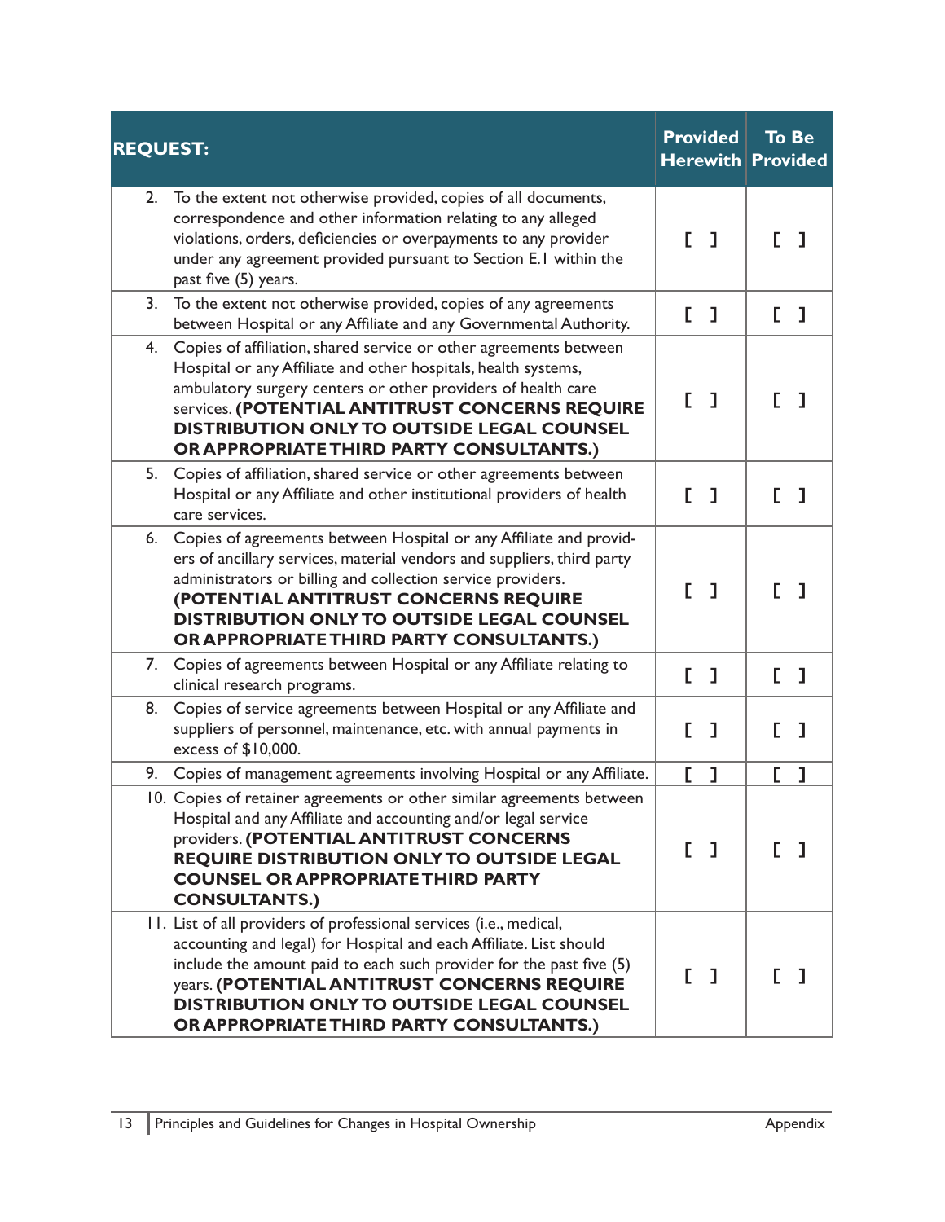| REQUEST: | Provided Herewith | To Be Provided |
|---|---|---|
| 2. To the extent not otherwise provided, copies of all documents, correspondence and other information relating to any alleged violations, orders, deficiencies or overpayments to any provider under any agreement provided pursuant to Section E.1 within the past five (5) years. | [ ] | [ ] |
| 3. To the extent not otherwise provided, copies of any agreements between Hospital or any Affiliate and any Governmental Authority. | [ ] | [ ] |
| 4. Copies of affiliation, shared service or other agreements between Hospital or any Affiliate and other hospitals, health systems, ambulatory surgery centers or other providers of health care services. **(POTENTIAL ANTITRUST CONCERNS REQUIRE DISTRIBUTION ONLY TO OUTSIDE LEGAL COUNSEL OR APPROPRIATE THIRD PARTY CONSULTANTS.)** | [ ] | [ ] |
| 5. Copies of affiliation, shared service or other agreements between Hospital or any Affiliate and other institutional providers of health care services. | [ ] | [ ] |
| 6. Copies of agreements between Hospital or any Affiliate and providers of ancillary services, material vendors and suppliers, third party administrators or billing and collection service providers. **(POTENTIAL ANTITRUST CONCERNS REQUIRE DISTRIBUTION ONLY TO OUTSIDE LEGAL COUNSEL OR APPROPRIATE THIRD PARTY CONSULTANTS.)** | [ ] | [ ] |
| 7. Copies of agreements between Hospital or any Affiliate relating to clinical research programs. | [ ] | [ ] |
| 8. Copies of service agreements between Hospital or any Affiliate and suppliers of personnel, maintenance, etc. with annual payments in excess of $10,000. | [ ] | [ ] |
| 9. Copies of management agreements involving Hospital or any Affiliate. | [ ] | [ ] |
| 10. Copies of retainer agreements or other similar agreements between Hospital and any Affiliate and accounting and/or legal service providers. **(POTENTIAL ANTITRUST CONCERNS REQUIRE DISTRIBUTION ONLY TO OUTSIDE LEGAL COUNSEL OR APPROPRIATE THIRD PARTY CONSULTANTS.)** | [ ] | [ ] |
| 11. List of all providers of professional services (i.e., medical, accounting and legal) for Hospital and each Affiliate. List should include the amount paid to each such provider for the past five (5) years. **(POTENTIAL ANTITRUST CONCERNS REQUIRE DISTRIBUTION ONLY TO OUTSIDE LEGAL COUNSEL OR APPROPRIATE THIRD PARTY CONSULTANTS.)** | [ ] | [ ] |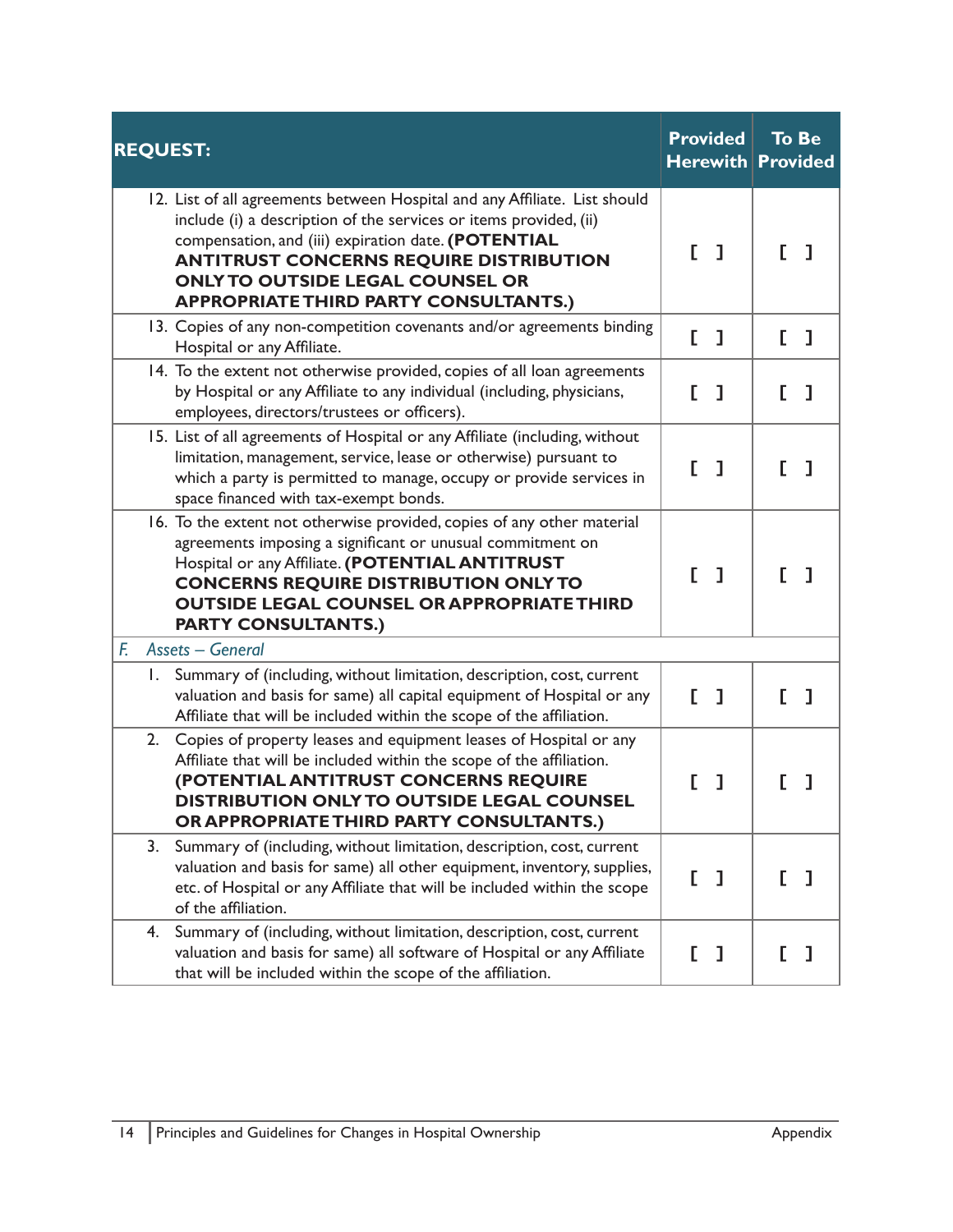| REQUEST: | Provided Herewith | To Be Provided |
|---|---|---|
| 12. List of all agreements between Hospital and any Affiliate. List should include (i) a description of the services or items provided, (ii) compensation, and (iii) expiration date. **(POTENTIAL ANTITRUST CONCERNS REQUIRE DISTRIBUTION ONLY TO OUTSIDE LEGAL COUNSEL OR APPROPRIATE THIRD PARTY CONSULTANTS.)** | [ ] | [ ] |
| 13. Copies of any non-competition covenants and/or agreements binding Hospital or any Affiliate. | [ ] | [ ] |
| 14. To the extent not otherwise provided, copies of all loan agreements by Hospital or any Affiliate to any individual (including, physicians, employees, directors/trustees or officers). | [ ] | [ ] |
| 15. List of all agreements of Hospital or any Affiliate (including, without limitation, management, service, lease or otherwise) pursuant to which a party is permitted to manage, occupy or provide services in space financed with tax-exempt bonds. | [ ] | [ ] |
| 16. To the extent not otherwise provided, copies of any other material agreements imposing a significant or unusual commitment on Hospital or any Affiliate. **(POTENTIAL ANTITRUST CONCERNS REQUIRE DISTRIBUTION ONLY TO OUTSIDE LEGAL COUNSEL OR APPROPRIATE THIRD PARTY CONSULTANTS.)** | [ ] | [ ] |
| *F. Assets – General* | | |
| 1. Summary of (including, without limitation, description, cost, current valuation and basis for same) all capital equipment of Hospital or any Affiliate that will be included within the scope of the affiliation. | [ ] | [ ] |
| 2. Copies of property leases and equipment leases of Hospital or any Affiliate that will be included within the scope of the affiliation. **(POTENTIAL ANTITRUST CONCERNS REQUIRE DISTRIBUTION ONLY TO OUTSIDE LEGAL COUNSEL OR APPROPRIATE THIRD PARTY CONSULTANTS.)** | [ ] | [ ] |
| 3. Summary of (including, without limitation, description, cost, current valuation and basis for same) all other equipment, inventory, supplies, etc. of Hospital or any Affiliate that will be included within the scope of the affiliation. | [ ] | [ ] |
| 4. Summary of (including, without limitation, description, cost, current valuation and basis for same) all software of Hospital or any Affiliate that will be included within the scope of the affiliation. | [ ] | [ ] |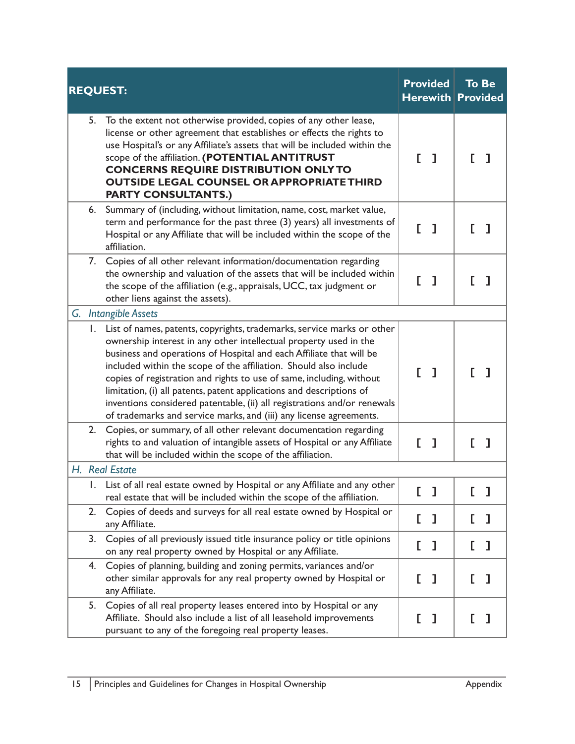| REQUEST: | Provided Herewith | To Be Provided |
|---|---|---|
| 5. To the extent not otherwise provided, copies of any other lease, license or other agreement that establishes or effects the rights to use Hospital's or any Affiliate's assets that will be included within the scope of the affiliation. **(POTENTIAL ANTITRUST CONCERNS REQUIRE DISTRIBUTION ONLY TO OUTSIDE LEGAL COUNSEL OR APPROPRIATE THIRD PARTY CONSULTANTS.)** | [ ] | [ ] |
| 6. Summary of (including, without limitation, name, cost, market value, term and performance for the past three (3) years) all investments of Hospital or any Affiliate that will be included within the scope of the affiliation. | [ ] | [ ] |
| 7. Copies of all other relevant information/documentation regarding the ownership and valuation of the assets that will be included within the scope of the affiliation (e.g., appraisals, UCC, tax judgment or other liens against the assets). | [ ] | [ ] |
| *G. Intangible Assets* | | |
| 1. List of names, patents, copyrights, trademarks, service marks or other ownership interest in any other intellectual property used in the business and operations of Hospital and each Affiliate that will be included within the scope of the affiliation. Should also include copies of registration and rights to use of same, including, without limitation, (i) all patents, patent applications and descriptions of inventions considered patentable, (ii) all registrations and/or renewals of trademarks and service marks, and (iii) any license agreements. | [ ] | [ ] |
| 2. Copies, or summary, of all other relevant documentation regarding rights to and valuation of intangible assets of Hospital or any Affiliate that will be included within the scope of the affiliation. | [ ] | [ ] |
| *H. Real Estate* | | |
| 1. List of all real estate owned by Hospital or any Affiliate and any other real estate that will be included within the scope of the affiliation. | [ ] | [ ] |
| 2. Copies of deeds and surveys for all real estate owned by Hospital or any Affiliate. | [ ] | [ ] |
| 3. Copies of all previously issued title insurance policy or title opinions on any real property owned by Hospital or any Affiliate. | [ ] | [ ] |
| 4. Copies of planning, building and zoning permits, variances and/or other similar approvals for any real property owned by Hospital or any Affiliate. | [ ] | [ ] |
| 5. Copies of all real property leases entered into by Hospital or any Affiliate. Should also include a list of all leasehold improvements pursuant to any of the foregoing real property leases. | [ ] | [ ] |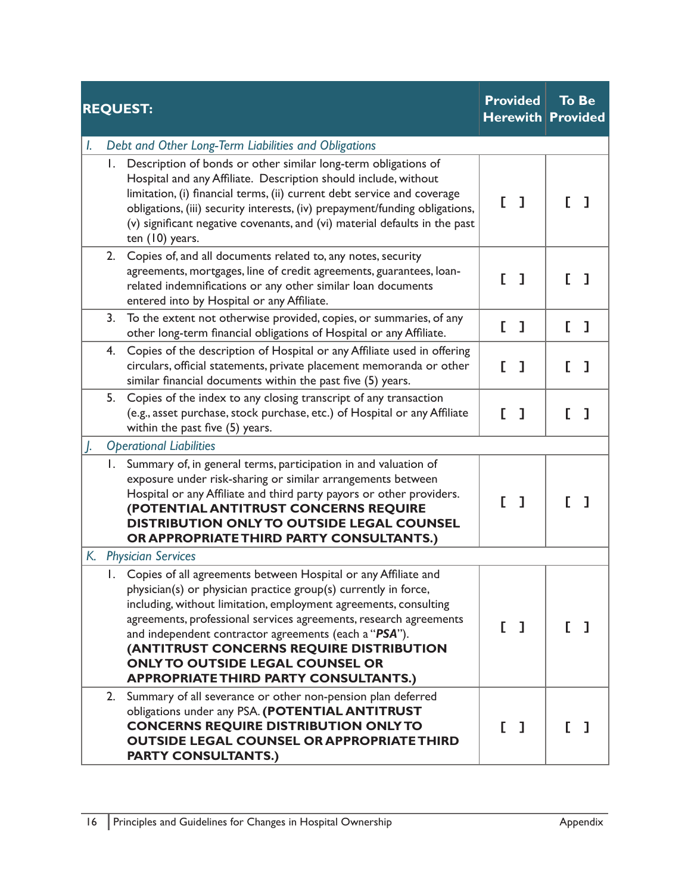| REQUEST: | Provided Herewith | To Be Provided |
|---|---|---|
| *I. Debt and Other Long-Term Liabilities and Obligations* | | |
| 1. Description of bonds or other similar long-term obligations of Hospital and any Affiliate. Description should include, without limitation, (i) financial terms, (ii) current debt service and coverage obligations, (iii) security interests, (iv) prepayment/funding obligations, (v) significant negative covenants, and (vi) material defaults in the past ten (10) years. | [ ] | [ ] |
| 2. Copies of, and all documents related to, any notes, security agreements, mortgages, line of credit agreements, guarantees, loan-related indemnifications or any other similar loan documents entered into by Hospital or any Affiliate. | [ ] | [ ] |
| 3. To the extent not otherwise provided, copies, or summaries, of any other long-term financial obligations of Hospital or any Affiliate. | [ ] | [ ] |
| 4. Copies of the description of Hospital or any Affiliate used in offering circulars, official statements, private placement memoranda or other similar financial documents within the past five (5) years. | [ ] | [ ] |
| 5. Copies of the index to any closing transcript of any transaction (e.g., asset purchase, stock purchase, etc.) of Hospital or any Affiliate within the past five (5) years. | [ ] | [ ] |
| *J. Operational Liabilities* | | |
| 1. Summary of, in general terms, participation in and valuation of exposure under risk-sharing or similar arrangements between Hospital or any Affiliate and third party payors or other providers. **(POTENTIAL ANTITRUST CONCERNS REQUIRE DISTRIBUTION ONLY TO OUTSIDE LEGAL COUNSEL OR APPROPRIATE THIRD PARTY CONSULTANTS.)** | [ ] | [ ] |
| *K. Physician Services* | | |
| 1. Copies of all agreements between Hospital or any Affiliate and physician(s) or physician practice group(s) currently in force, including, without limitation, employment agreements, consulting agreements, professional services agreements, research agreements and independent contractor agreements (each a "***PSA***"). **(ANTITRUST CONCERNS REQUIRE DISTRIBUTION ONLY TO OUTSIDE LEGAL COUNSEL OR APPROPRIATE THIRD PARTY CONSULTANTS.)** | [ ] | [ ] |
| 2. Summary of all severance or other non-pension plan deferred obligations under any PSA. **(POTENTIAL ANTITRUST CONCERNS REQUIRE DISTRIBUTION ONLY TO OUTSIDE LEGAL COUNSEL OR APPROPRIATE THIRD PARTY CONSULTANTS.)** | [ ] | [ ] |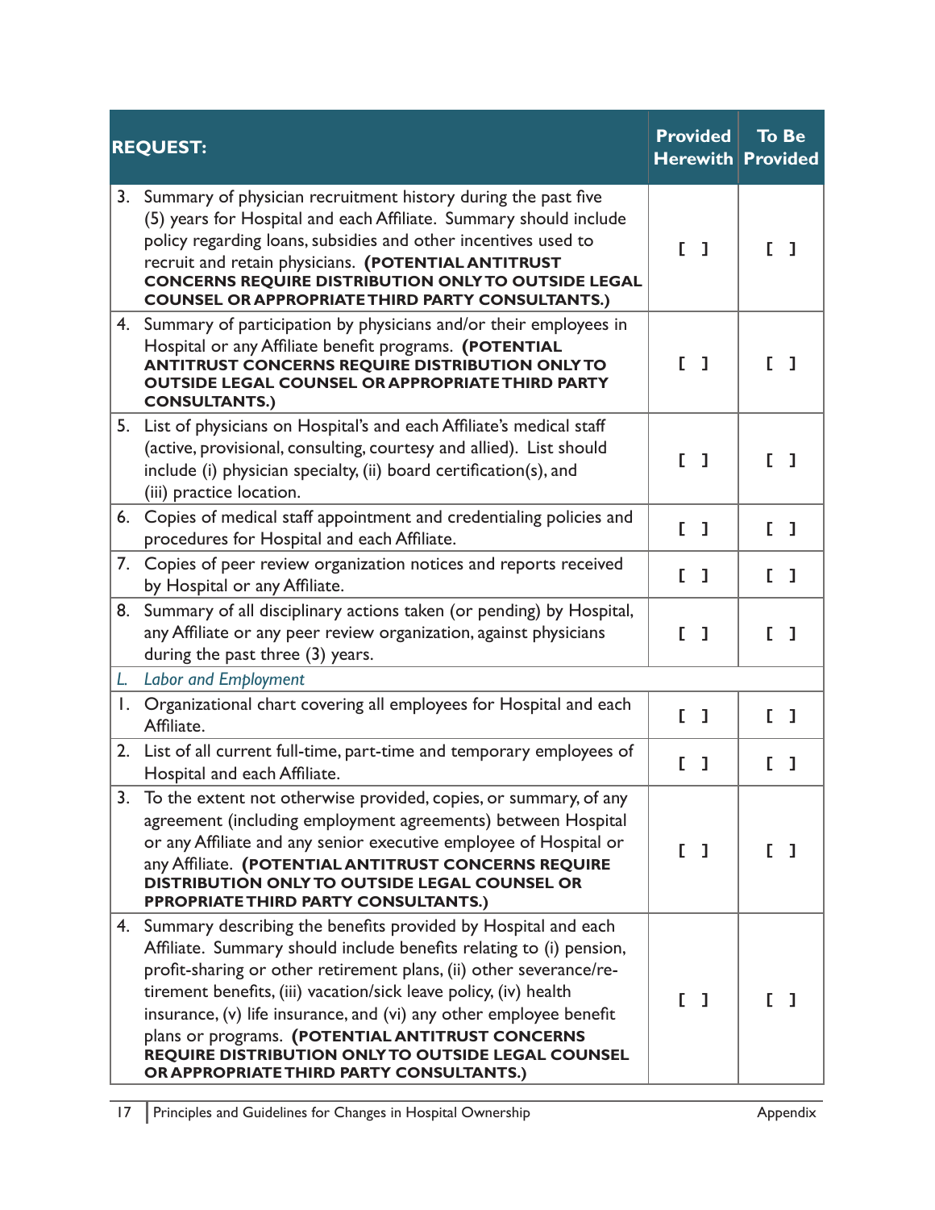| REQUEST: | Provided Herewith | To Be Provided |
|---|---|---|
| 3. Summary of physician recruitment history during the past five (5) years for Hospital and each Affiliate. Summary should include policy regarding loans, subsidies and other incentives used to recruit and retain physicians. **(POTENTIAL ANTITRUST CONCERNS REQUIRE DISTRIBUTION ONLY TO OUTSIDE LEGAL COUNSEL OR APPROPRIATE THIRD PARTY CONSULTANTS.)** | [ ] | [ ] |
| 4. Summary of participation by physicians and/or their employees in Hospital or any Affiliate benefit programs. **(POTENTIAL ANTITRUST CONCERNS REQUIRE DISTRIBUTION ONLY TO OUTSIDE LEGAL COUNSEL OR APPROPRIATE THIRD PARTY CONSULTANTS.)** | [ ] | [ ] |
| 5. List of physicians on Hospital's and each Affiliate's medical staff (active, provisional, consulting, courtesy and allied). List should include (i) physician specialty, (ii) board certification(s), and (iii) practice location. | [ ] | [ ] |
| 6. Copies of medical staff appointment and credentialing policies and procedures for Hospital and each Affiliate. | [ ] | [ ] |
| 7. Copies of peer review organization notices and reports received by Hospital or any Affiliate. | [ ] | [ ] |
| 8. Summary of all disciplinary actions taken (or pending) by Hospital, any Affiliate or any peer review organization, against physicians during the past three (3) years. | [ ] | [ ] |
| *L. Labor and Employment* | | |
| 1. Organizational chart covering all employees for Hospital and each Affiliate. | [ ] | [ ] |
| 2. List of all current full-time, part-time and temporary employees of Hospital and each Affiliate. | [ ] | [ ] |
| 3. To the extent not otherwise provided, copies, or summary, of any agreement (including employment agreements) between Hospital or any Affiliate and any senior executive employee of Hospital or any Affiliate. **(POTENTIAL ANTITRUST CONCERNS REQUIRE DISTRIBUTION ONLY TO OUTSIDE LEGAL COUNSEL OR PPROPRIATE THIRD PARTY CONSULTANTS.)** | [ ] | [ ] |
| 4. Summary describing the benefits provided by Hospital and each Affiliate. Summary should include benefits relating to (i) pension, profit-sharing or other retirement plans, (ii) other severance/re-tirement benefits, (iii) vacation/sick leave policy, (iv) health insurance, (v) life insurance, and (vi) any other employee benefit plans or programs. **(POTENTIAL ANTITRUST CONCERNS REQUIRE DISTRIBUTION ONLY TO OUTSIDE LEGAL COUNSEL OR APPROPRIATE THIRD PARTY CONSULTANTS.)** | [ ] | [ ] |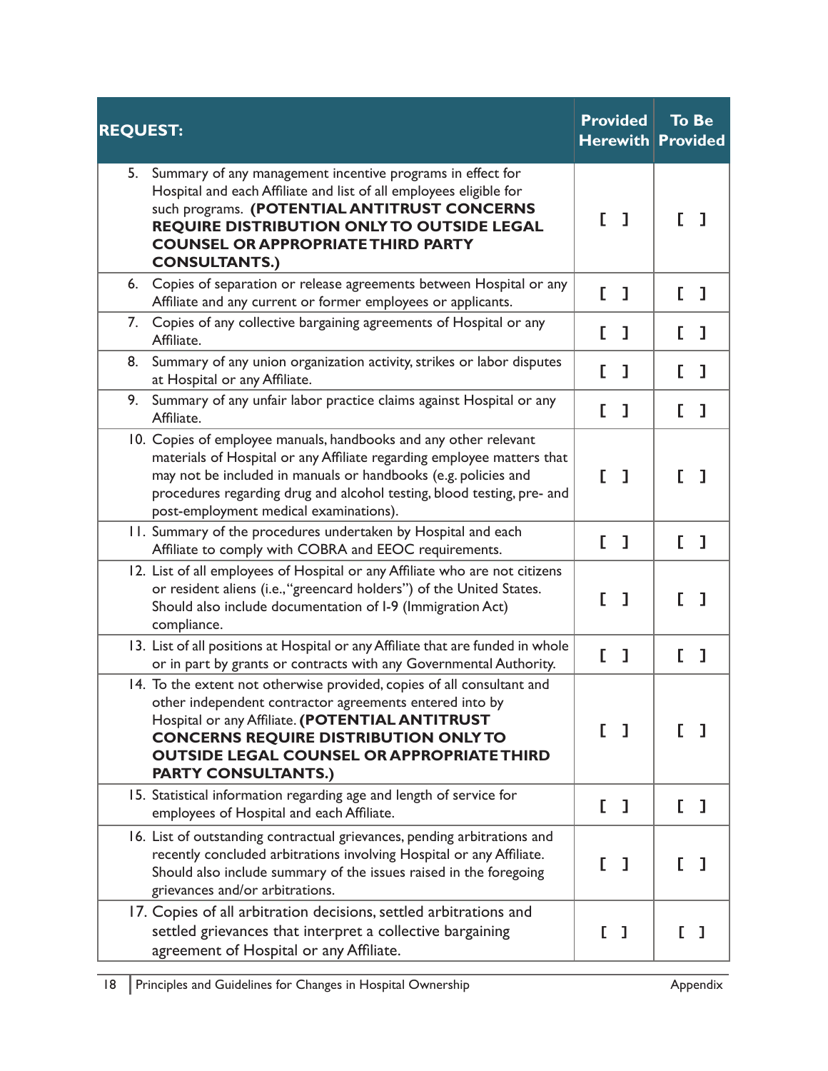| REQUEST: | Provided Herewith | To Be Provided |
|---|---|---|
| 5. Summary of any management incentive programs in effect for Hospital and each Affiliate and list of all employees eligible for such programs. **(POTENTIAL ANTITRUST CONCERNS REQUIRE DISTRIBUTION ONLY TO OUTSIDE LEGAL COUNSEL OR APPROPRIATE THIRD PARTY CONSULTANTS.)** | [ ] | [ ] |
| 6. Copies of separation or release agreements between Hospital or any Affiliate and any current or former employees or applicants. | [ ] | [ ] |
| 7. Copies of any collective bargaining agreements of Hospital or any Affiliate. | [ ] | [ ] |
| 8. Summary of any union organization activity, strikes or labor disputes at Hospital or any Affiliate. | [ ] | [ ] |
| 9. Summary of any unfair labor practice claims against Hospital or any Affiliate. | [ ] | [ ] |
| 10. Copies of employee manuals, handbooks and any other relevant materials of Hospital or any Affiliate regarding employee matters that may not be included in manuals or handbooks (e.g. policies and procedures regarding drug and alcohol testing, blood testing, pre- and post-employment medical examinations). | [ ] | [ ] |
| 11. Summary of the procedures undertaken by Hospital and each Affiliate to comply with COBRA and EEOC requirements. | [ ] | [ ] |
| 12. List of all employees of Hospital or any Affiliate who are not citizens or resident aliens (i.e., "greencard holders") of the United States. Should also include documentation of I-9 (Immigration Act) compliance. | [ ] | [ ] |
| 13. List of all positions at Hospital or any Affiliate that are funded in whole or in part by grants or contracts with any Governmental Authority. | [ ] | [ ] |
| 14. To the extent not otherwise provided, copies of all consultant and other independent contractor agreements entered into by Hospital or any Affiliate. **(POTENTIAL ANTITRUST CONCERNS REQUIRE DISTRIBUTION ONLY TO OUTSIDE LEGAL COUNSEL OR APPROPRIATE THIRD PARTY CONSULTANTS.)** | [ ] | [ ] |
| 15. Statistical information regarding age and length of service for employees of Hospital and each Affiliate. | [ ] | [ ] |
| 16. List of outstanding contractual grievances, pending arbitrations and recently concluded arbitrations involving Hospital or any Affiliate. Should also include summary of the issues raised in the foregoing grievances and/or arbitrations. | [ ] | [ ] |
| 17. Copies of all arbitration decisions, settled arbitrations and settled grievances that interpret a collective bargaining agreement of Hospital or any Affiliate. | [ ] | [ ] |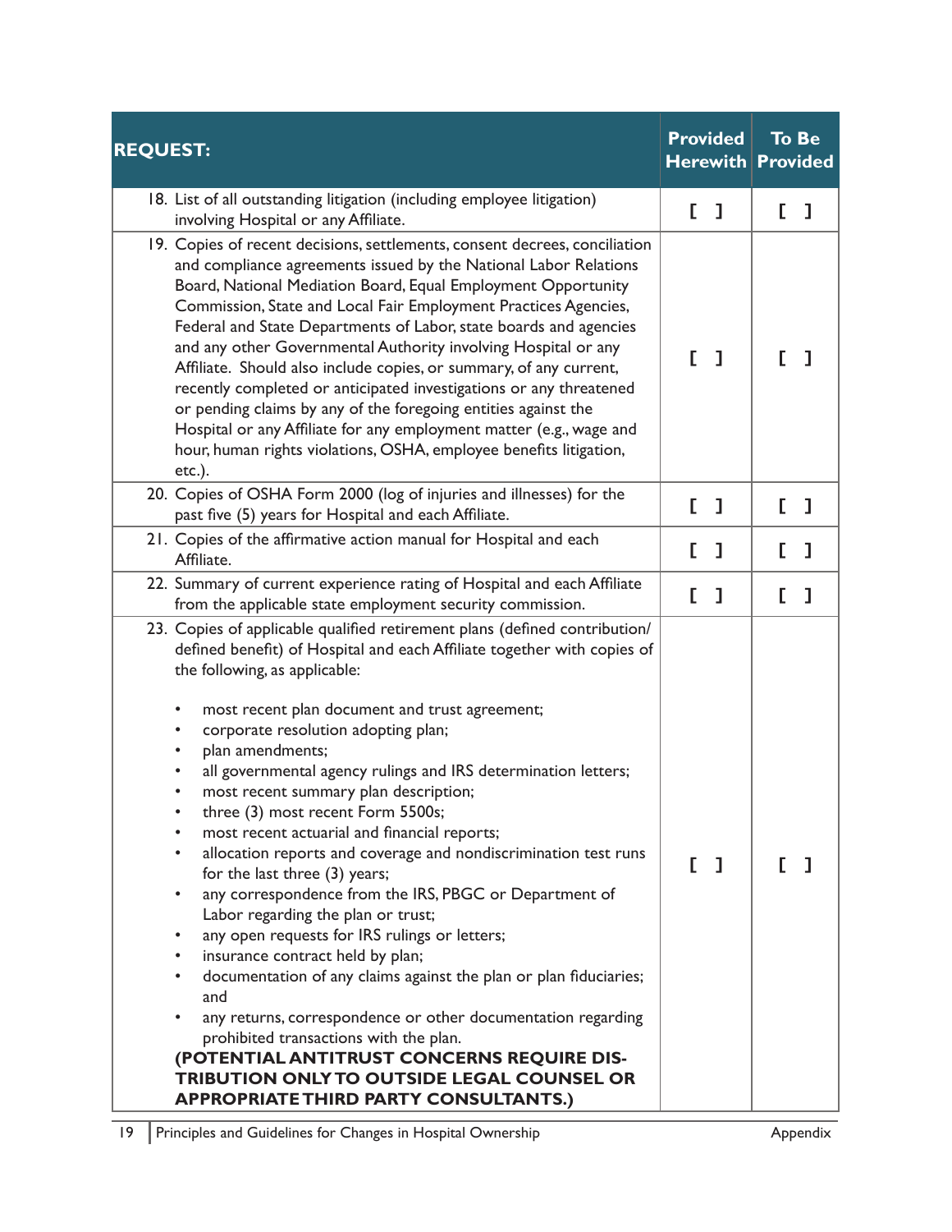| REQUEST: | Provided Herewith | To Be Provided |
|---|---|---|
| 18. List of all outstanding litigation (including employee litigation) involving Hospital or any Affiliate. | [ ] | [ ] |
| 19. Copies of recent decisions, settlements, consent decrees, conciliation and compliance agreements issued by the National Labor Relations Board, National Mediation Board, Equal Employment Opportunity Commission, State and Local Fair Employment Practices Agencies, Federal and State Departments of Labor, state boards and agencies and any other Governmental Authority involving Hospital or any Affiliate. Should also include copies, or summary, of any current, recently completed or anticipated investigations or any threatened or pending claims by any of the foregoing entities against the Hospital or any Affiliate for any employment matter (e.g., wage and hour, human rights violations, OSHA, employee benefits litigation, etc.). | [ ] | [ ] |
| 20. Copies of OSHA Form 2000 (log of injuries and illnesses) for the past five (5) years for Hospital and each Affiliate. | [ ] | [ ] |
| 21. Copies of the affirmative action manual for Hospital and each Affiliate. | [ ] | [ ] |
| 22. Summary of current experience rating of Hospital and each Affiliate from the applicable state employment security commission. | [ ] | [ ] |
| 23. Copies of applicable qualified retirement plans (defined contribution/ defined benefit) of Hospital and each Affiliate together with copies of the following, as applicable:<br><br>• most recent plan document and trust agreement;<br>• corporate resolution adopting plan;<br>• plan amendments;<br>• all governmental agency rulings and IRS determination letters;<br>• most recent summary plan description;<br>• three (3) most recent Form 5500s;<br>• most recent actuarial and financial reports;<br>• allocation reports and coverage and nondiscrimination test runs for the last three (3) years;<br>• any correspondence from the IRS, PBGC or Department of Labor regarding the plan or trust;<br>• any open requests for IRS rulings or letters;<br>• insurance contract held by plan;<br>• documentation of any claims against the plan or plan fiduciaries; and<br>• any returns, correspondence or other documentation regarding prohibited transactions with the plan.<br>**(POTENTIAL ANTITRUST CONCERNS REQUIRE DISTRIBUTION ONLY TO OUTSIDE LEGAL COUNSEL OR APPROPRIATE THIRD PARTY CONSULTANTS.)** | [ ] | [ ] |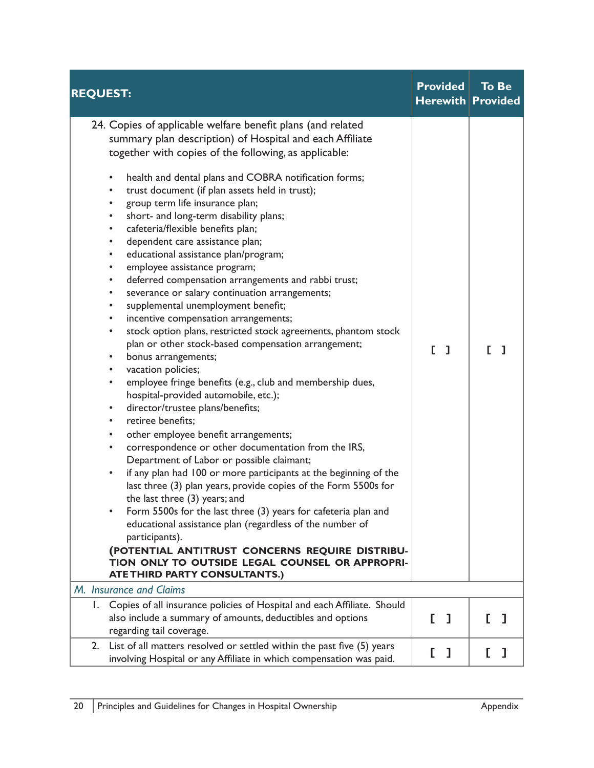| REQUEST: | Provided Herewith | To Be Provided |
|---|---|---|
| 24. Copies of applicable welfare benefit plans (and related summary plan description) of Hospital and each Affiliate together with copies of the following, as applicable:<br><br>• health and dental plans and COBRA notification forms;<br>• trust document (if plan assets held in trust);<br>• group term life insurance plan;<br>• short- and long-term disability plans;<br>• cafeteria/flexible benefits plan;<br>• dependent care assistance plan;<br>• educational assistance plan/program;<br>• employee assistance program;<br>• deferred compensation arrangements and rabbi trust;<br>• severance or salary continuation arrangements;<br>• supplemental unemployment benefit;<br>• incentive compensation arrangements;<br>• stock option plans, restricted stock agreements, phantom stock plan or other stock-based compensation arrangement;<br>• bonus arrangements;<br>• vacation policies;<br>• employee fringe benefits (e.g., club and membership dues, hospital-provided automobile, etc.);<br>• director/trustee plans/benefits;<br>• retiree benefits;<br>• other employee benefit arrangements;<br>• correspondence or other documentation from the IRS, Department of Labor or possible claimant;<br>• if any plan had 100 or more participants at the beginning of the last three (3) plan years, provide copies of the Form 5500s for the last three (3) years; and<br>• Form 5500s for the last three (3) years for cafeteria plan and educational assistance plan (regardless of the number of participants).<br>**(POTENTIAL ANTITRUST CONCERNS REQUIRE DISTRIBUTION ONLY TO OUTSIDE LEGAL COUNSEL OR APPROPRIATE THIRD PARTY CONSULTANTS.)** | [ ] | [ ] |
| *M. Insurance and Claims* | | |
| 1. Copies of all insurance policies of Hospital and each Affiliate. Should also include a summary of amounts, deductibles and options regarding tail coverage. | [ ] | [ ] |
| 2. List of all matters resolved or settled within the past five (5) years involving Hospital or any Affiliate in which compensation was paid. | [ ] | [ ] |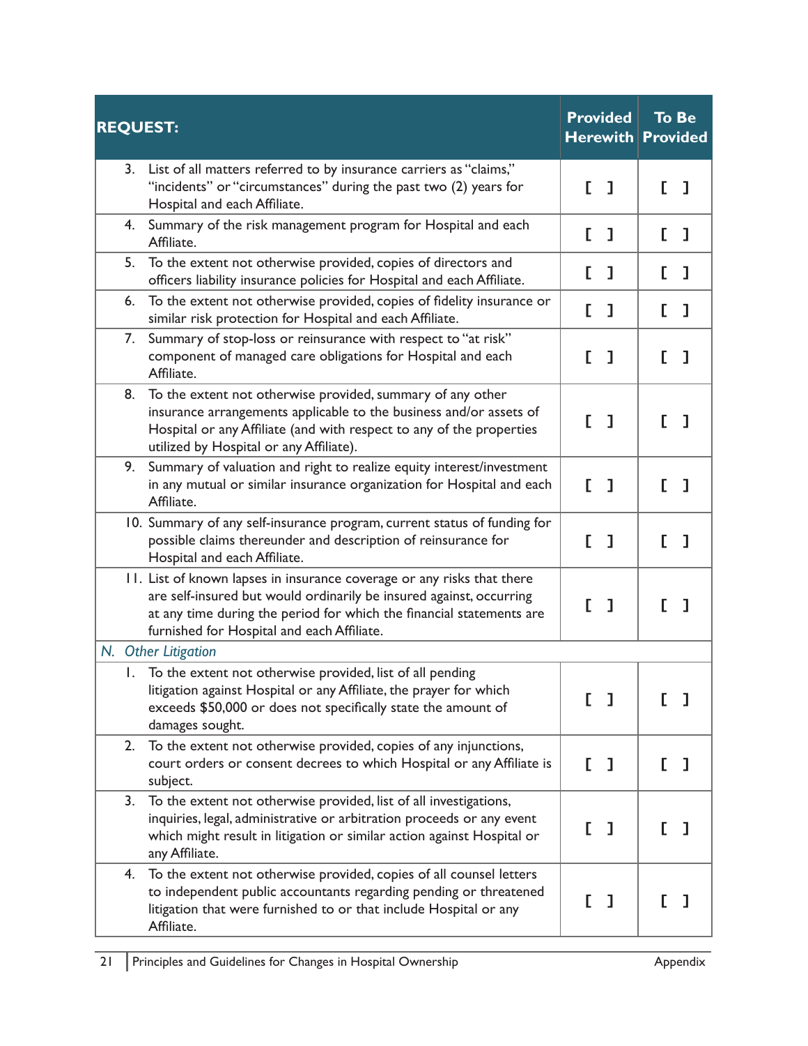| REQUEST: | Provided Herewith | To Be Provided |
|---|---|---|
| 3. List of all matters referred to by insurance carriers as "claims," "incidents" or "circumstances" during the past two (2) years for Hospital and each Affiliate. | [ ] | [ ] |
| 4. Summary of the risk management program for Hospital and each Affiliate. | [ ] | [ ] |
| 5. To the extent not otherwise provided, copies of directors and officers liability insurance policies for Hospital and each Affiliate. | [ ] | [ ] |
| 6. To the extent not otherwise provided, copies of fidelity insurance or similar risk protection for Hospital and each Affiliate. | [ ] | [ ] |
| 7. Summary of stop-loss or reinsurance with respect to "at risk" component of managed care obligations for Hospital and each Affiliate. | [ ] | [ ] |
| 8. To the extent not otherwise provided, summary of any other insurance arrangements applicable to the business and/or assets of Hospital or any Affiliate (and with respect to any of the properties utilized by Hospital or any Affiliate). | [ ] | [ ] |
| 9. Summary of valuation and right to realize equity interest/investment in any mutual or similar insurance organization for Hospital and each Affiliate. | [ ] | [ ] |
| 10. Summary of any self-insurance program, current status of funding for possible claims thereunder and description of reinsurance for Hospital and each Affiliate. | [ ] | [ ] |
| 11. List of known lapses in insurance coverage or any risks that there are self-insured but would ordinarily be insured against, occurring at any time during the period for which the financial statements are furnished for Hospital and each Affiliate. | [ ] | [ ] |
| *N. Other Litigation* | | |
| 1. To the extent not otherwise provided, list of all pending litigation against Hospital or any Affiliate, the prayer for which exceeds $50,000 or does not specifically state the amount of damages sought. | [ ] | [ ] |
| 2. To the extent not otherwise provided, copies of any injunctions, court orders or consent decrees to which Hospital or any Affiliate is subject. | [ ] | [ ] |
| 3. To the extent not otherwise provided, list of all investigations, inquiries, legal, administrative or arbitration proceeds or any event which might result in litigation or similar action against Hospital or any Affiliate. | [ ] | [ ] |
| 4. To the extent not otherwise provided, copies of all counsel letters to independent public accountants regarding pending or threatened litigation that were furnished to or that include Hospital or any Affiliate. | [ ] | [ ] |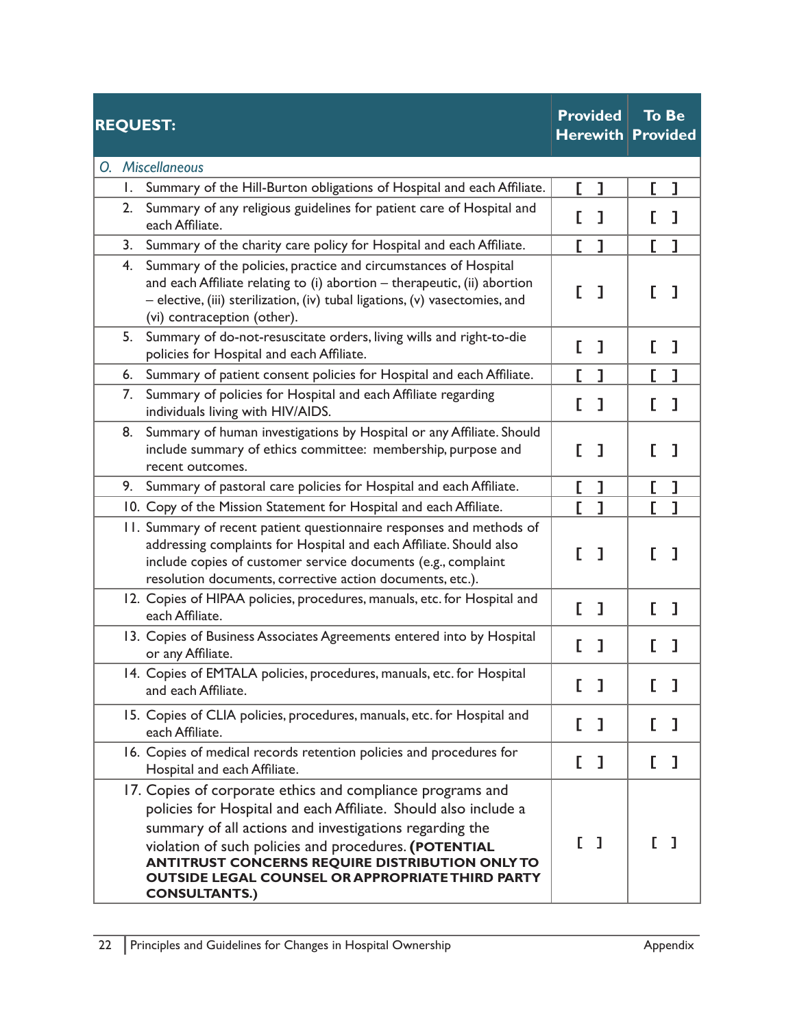| REQUEST: | Provided Herewith | To Be Provided |
|---|---|---|
| *O. Miscellaneous* | | |
| 1. Summary of the Hill-Burton obligations of Hospital and each Affiliate. | [ ] | [ ] |
| 2. Summary of any religious guidelines for patient care of Hospital and each Affiliate. | [ ] | [ ] |
| 3. Summary of the charity care policy for Hospital and each Affiliate. | [ ] | [ ] |
| 4. Summary of the policies, practice and circumstances of Hospital and each Affiliate relating to (i) abortion – therapeutic, (ii) abortion – elective, (iii) sterilization, (iv) tubal ligations, (v) vasectomies, and (vi) contraception (other). | [ ] | [ ] |
| 5. Summary of do-not-resuscitate orders, living wills and right-to-die policies for Hospital and each Affiliate. | [ ] | [ ] |
| 6. Summary of patient consent policies for Hospital and each Affiliate. | [ ] | [ ] |
| 7. Summary of policies for Hospital and each Affiliate regarding individuals living with HIV/AIDS. | [ ] | [ ] |
| 8. Summary of human investigations by Hospital or any Affiliate. Should include summary of ethics committee: membership, purpose and recent outcomes. | [ ] | [ ] |
| 9. Summary of pastoral care policies for Hospital and each Affiliate. | [ ] | [ ] |
| 10. Copy of the Mission Statement for Hospital and each Affiliate. | [ ] | [ ] |
| 11. Summary of recent patient questionnaire responses and methods of addressing complaints for Hospital and each Affiliate. Should also include copies of customer service documents (e.g., complaint resolution documents, corrective action documents, etc.). | [ ] | [ ] |
| 12. Copies of HIPAA policies, procedures, manuals, etc. for Hospital and each Affiliate. | [ ] | [ ] |
| 13. Copies of Business Associates Agreements entered into by Hospital or any Affiliate. | [ ] | [ ] |
| 14. Copies of EMTALA policies, procedures, manuals, etc. for Hospital and each Affiliate. | [ ] | [ ] |
| 15. Copies of CLIA policies, procedures, manuals, etc. for Hospital and each Affiliate. | [ ] | [ ] |
| 16. Copies of medical records retention policies and procedures for Hospital and each Affiliate. | [ ] | [ ] |
| 17. Copies of corporate ethics and compliance programs and policies for Hospital and each Affiliate. Should also include a summary of all actions and investigations regarding the violation of such policies and procedures. **(POTENTIAL ANTITRUST CONCERNS REQUIRE DISTRIBUTION ONLY TO OUTSIDE LEGAL COUNSEL OR APPROPRIATE THIRD PARTY CONSULTANTS.)** | [ ] | [ ] |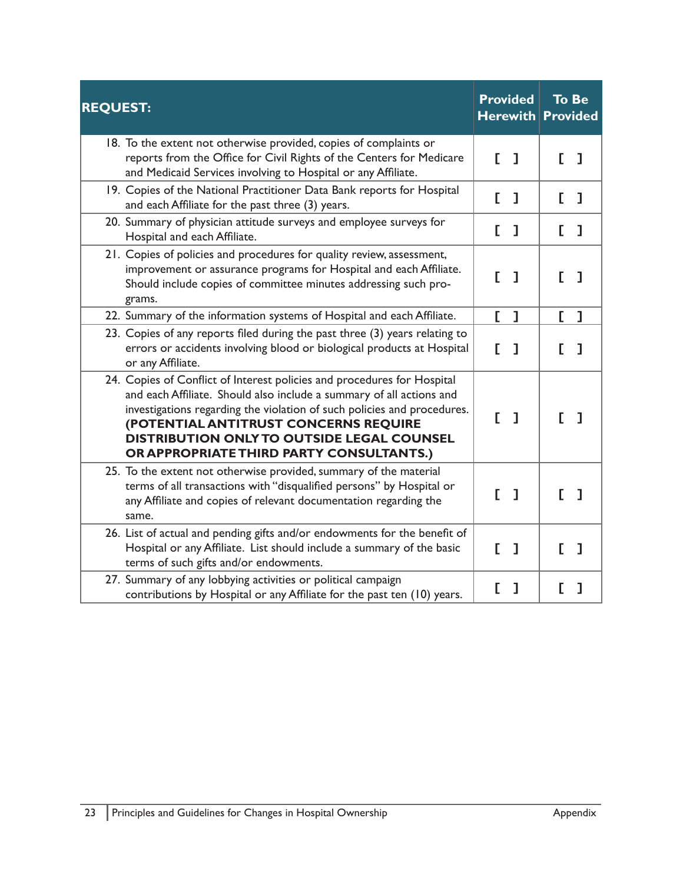| REQUEST: | Provided Herewith | To Be Provided |
| --- | --- | --- |
| 18. To the extent not otherwise provided, copies of complaints or reports from the Office for Civil Rights of the Centers for Medicare and Medicaid Services involving to Hospital or any Affiliate. | [ ] | [ ] |
| 19. Copies of the National Practitioner Data Bank reports for Hospital and each Affiliate for the past three (3) years. | [ ] | [ ] |
| 20. Summary of physician attitude surveys and employee surveys for Hospital and each Affiliate. | [ ] | [ ] |
| 21. Copies of policies and procedures for quality review, assessment, improvement or assurance programs for Hospital and each Affiliate. Should include copies of committee minutes addressing such programs. | [ ] | [ ] |
| 22. Summary of the information systems of Hospital and each Affiliate. | [ ] | [ ] |
| 23. Copies of any reports filed during the past three (3) years relating to errors or accidents involving blood or biological products at Hospital or any Affiliate. | [ ] | [ ] |
| 24. Copies of Conflict of Interest policies and procedures for Hospital and each Affiliate. Should also include a summary of all actions and investigations regarding the violation of such policies and procedures. **(POTENTIAL ANTITRUST CONCERNS REQUIRE DISTRIBUTION ONLY TO OUTSIDE LEGAL COUNSEL OR APPROPRIATE THIRD PARTY CONSULTANTS.)** | [ ] | [ ] |
| 25. To the extent not otherwise provided, summary of the material terms of all transactions with "disqualified persons" by Hospital or any Affiliate and copies of relevant documentation regarding the same. | [ ] | [ ] |
| 26. List of actual and pending gifts and/or endowments for the benefit of Hospital or any Affiliate. List should include a summary of the basic terms of such gifts and/or endowments. | [ ] | [ ] |
| 27. Summary of any lobbying activities or political campaign contributions by Hospital or any Affiliate for the past ten (10) years. | [ ] | [ ] |